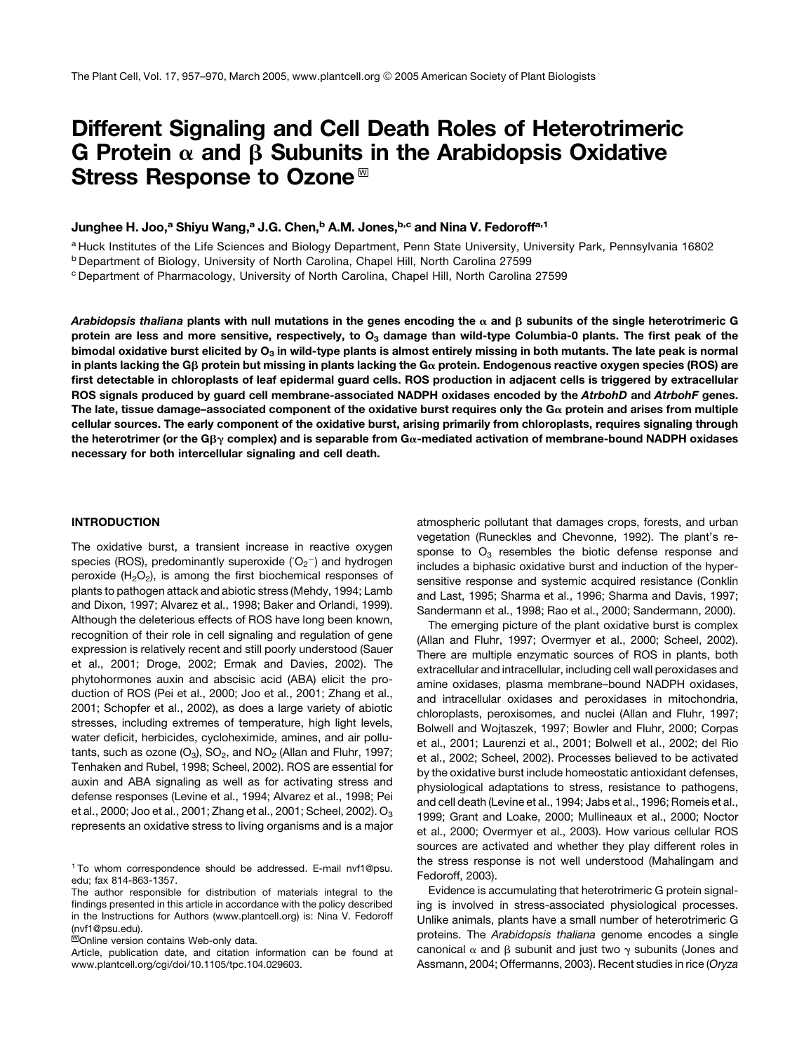# Different Signaling and Cell Death Roles of Heterotrimeric G Protein α and β Subunits in the Arabidopsis Oxidative Stress Response to Ozone

**Junghee H. Joo,[a] Shiyu Wang,[a] J.G. Chen,[b] A.M. Jones,[b,c] and Nina V. Fedoroff[a,1]**

[a] Huck Institutes of the Life Sciences and Biology Department, Penn State University, University Park, Pennsylvania 16802

[b] Department of Biology, University of North Carolina, Chapel Hill, North Carolina 27599

[c] Department of Pharmacology, University of North Carolina, Chapel Hill, North Carolina 27599

***Arabidopsis thaliana*** **plants with null mutations in the genes encoding the α and β subunits of the single heterotrimeric G protein are less and more sensitive, respectively, to $O_3$ damage than wild-type Columbia-0 plants. The first peak of the bimodal oxidative burst elicited by $O_3$ in wild-type plants is almost entirely missing in both mutants. The late peak is normal in plants lacking the Gβ protein but missing in plants lacking the Gα protein. Endogenous reactive oxygen species (ROS) are first detectable in chloroplasts of leaf epidermal guard cells. ROS production in adjacent cells is triggered by extracellular ROS signals produced by guard cell membrane-associated NADPH oxidases encoded by the *AtrbohD* and *AtrbohF* genes. The late, tissue damage–associated component of the oxidative burst requires only the Gα protein and arises from multiple cellular sources. The early component of the oxidative burst, arising primarily from chloroplasts, requires signaling through the heterotrimer (or the Gβγ complex) and is separable from Gα-mediated activation of membrane-bound NADPH oxidases necessary for both intercellular signaling and cell death.**

## INTRODUCTION

The oxidative burst, a transient increase in reactive oxygen species (ROS), predominantly superoxide ($^{\cdot}O_2^-$) and hydrogen peroxide ($H_2O_2$), is among the first biochemical responses of plants to pathogen attack and abiotic stress (Mehdy, 1994; Lamb and Dixon, 1997; Alvarez et al., 1998; Baker and Orlandi, 1999). Although the deleterious effects of ROS have long been known, recognition of their role in cell signaling and regulation of gene expression is relatively recent and still poorly understood (Sauer et al., 2001; Droge, 2002; Ermak and Davies, 2002). The phytohormones auxin and abscisic acid (ABA) elicit the production of ROS (Pei et al., 2000; Joo et al., 2001; Zhang et al., 2001; Schopfer et al., 2002), as does a large variety of abiotic stresses, including extremes of temperature, high light levels, water deficit, herbicides, cycloheximide, amines, and air pollutants, such as ozone ($O_3$), $SO_2$, and $NO_2$ (Allan and Fluhr, 1997; Tenhaken and Rubel, 1998; Scheel, 2002). ROS are essential for auxin and ABA signaling as well as for activating stress and defense responses (Levine et al., 1994; Alvarez et al., 1998; Pei et al., 2000; Joo et al., 2001; Zhang et al., 2001; Scheel, 2002). $O_3$ represents an oxidative stress to living organisms and is a major atmospheric pollutant that damages crops, forests, and urban vegetation (Runeckles and Chevonne, 1992). The plant's response to $O_3$ resembles the biotic defense response and includes a biphasic oxidative burst and induction of the hypersensitive response and systemic acquired resistance (Conklin and Last, 1995; Sharma et al., 1996; Sharma and Davis, 1997; Sandermann et al., 1998; Rao et al., 2000; Sandermann, 2000).

The emerging picture of the plant oxidative burst is complex (Allan and Fluhr, 1997; Overmyer et al., 2000; Scheel, 2002). There are multiple enzymatic sources of ROS in plants, both extracellular and intracellular, including cell wall peroxidases and amine oxidases, plasma membrane–bound NADPH oxidases, and intracellular oxidases and peroxidases in mitochondria, chloroplasts, peroxisomes, and nuclei (Allan and Fluhr, 1997; Bolwell and Wojtaszek, 1997; Bowler and Fluhr, 2000; Corpas et al., 2001; Laurenzi et al., 2001; Bolwell et al., 2002; del Rio et al., 2002; Scheel, 2002). Processes believed to be activated by the oxidative burst include homeostatic antioxidant defenses, physiological adaptations to stress, resistance to pathogens, and cell death (Levine et al., 1994; Jabs et al., 1996; Romeis et al., 1999; Grant and Loake, 2000; Mullineaux et al., 2000; Noctor et al., 2000; Overmyer et al., 2003). How various cellular ROS sources are activated and whether they play different roles in the stress response is not well understood (Mahalingam and Fedoroff, 2003).

Evidence is accumulating that heterotrimeric G protein signaling is involved in stress-associated physiological processes. Unlike animals, plants have a small number of heterotrimeric G proteins. The *Arabidopsis thaliana* genome encodes a single canonical α and β subunit and just two γ subunits (Jones and Assmann, 2004; Offermanns, 2003). Recent studies in rice (*Oryza*

---

[1] To whom correspondence should be addressed. E-mail nvf1@psu.edu; fax 814-863-1357.

The author responsible for distribution of materials integral to the findings presented in this article in accordance with the policy described in the Instructions for Authors (www.plantcell.org) is: Nina V. Fedoroff (nvf1@psu.edu).

[W] Online version contains Web-only data.

Article, publication date, and citation information can be found at www.plantcell.org/cgi/doi/10.1105/tpc.104.029603.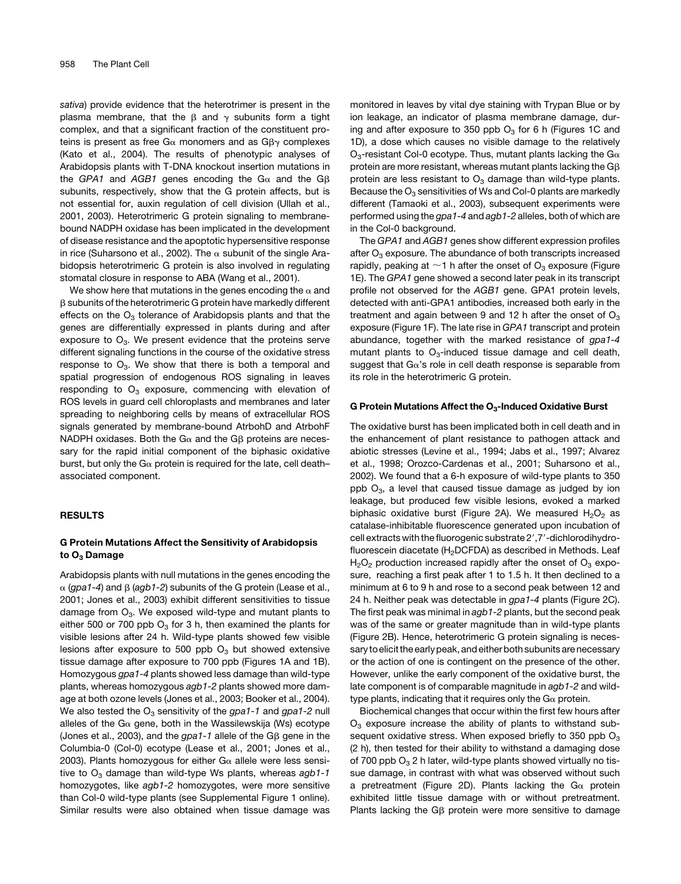*sativa*) provide evidence that the heterotrimer is present in the plasma membrane, that the β and γ subunits form a tight complex, and that a significant fraction of the constituent proteins is present as free Gα monomers and as Gβγ complexes (Kato et al., 2004). The results of phenotypic analyses of Arabidopsis plants with T-DNA knockout insertion mutations in the *GPA1* and *AGB1* genes encoding the Gα and the Gβ subunits, respectively, show that the G protein affects, but is not essential for, auxin regulation of cell division (Ullah et al., 2001, 2003). Heterotrimeric G protein signaling to membrane-bound NADPH oxidase has been implicated in the development of disease resistance and the apoptotic hypersensitive response in rice (Suharsono et al., 2002). The α subunit of the single Arabidopsis heterotrimeric G protein is also involved in regulating stomatal closure in response to ABA (Wang et al., 2001).

We show here that mutations in the genes encoding the α and β subunits of the heterotrimeric G protein have markedly different effects on the $O_3$ tolerance of Arabidopsis plants and that the genes are differentially expressed in plants during and after exposure to $O_3$. We present evidence that the proteins serve different signaling functions in the course of the oxidative stress response to $O_3$. We show that there is both a temporal and spatial progression of endogenous ROS signaling in leaves responding to $O_3$ exposure, commencing with elevation of ROS levels in guard cell chloroplasts and membranes and later spreading to neighboring cells by means of extracellular ROS signals generated by membrane-bound AtrbohD and AtrbohF NADPH oxidases. Both the Gα and the Gβ proteins are necessary for the rapid initial component of the biphasic oxidative burst, but only the Gα protein is required for the late, cell death–associated component.

## RESULTS

### G Protein Mutations Affect the Sensitivity of Arabidopsis to $O_3$ Damage

Arabidopsis plants with null mutations in the genes encoding the α (*gpa1-4*) and β (*agb1-2*) subunits of the G protein (Lease et al., 2001; Jones et al., 2003) exhibit different sensitivities to tissue damage from $O_3$. We exposed wild-type and mutant plants to either 500 or 700 ppb $O_3$ for 3 h, then examined the plants for visible lesions after 24 h. Wild-type plants showed few visible lesions after exposure to 500 ppb $O_3$ but showed extensive tissue damage after exposure to 700 ppb (Figures 1A and 1B). Homozygous *gpa1-4* plants showed less damage than wild-type plants, whereas homozygous *agb1-2* plants showed more damage at both ozone levels (Jones et al., 2003; Booker et al., 2004). We also tested the $O_3$ sensitivity of the *gpa1-1* and *gpa1-2* null alleles of the Gα gene, both in the Wassilewskija (Ws) ecotype (Jones et al., 2003), and the *gpa1-1* allele of the Gβ gene in the Columbia-0 (Col-0) ecotype (Lease et al., 2001; Jones et al., 2003). Plants homozygous for either Gα allele were less sensitive to $O_3$ damage than wild-type Ws plants, whereas *agb1-1* homozygotes, like *agb1-2* homozygotes, were more sensitive than Col-0 wild-type plants (see Supplemental Figure 1 online). Similar results were also obtained when tissue damage was monitored in leaves by vital dye staining with Trypan Blue or by ion leakage, an indicator of plasma membrane damage, during and after exposure to 350 ppb $O_3$ for 6 h (Figures 1C and 1D), a dose which causes no visible damage to the relatively $O_3$-resistant Col-0 ecotype. Thus, mutant plants lacking the Gα protein are more resistant, whereas mutant plants lacking the Gβ protein are less resistant to $O_3$ damage than wild-type plants. Because the $O_3$ sensitivities of Ws and Col-0 plants are markedly different (Tamaoki et al., 2003), subsequent experiments were performed using the *gpa1-4* and *agb1-2* alleles, both of which are in the Col-0 background.

The *GPA1* and *AGB1* genes show different expression profiles after $O_3$ exposure. The abundance of both transcripts increased rapidly, peaking at ~1 h after the onset of $O_3$ exposure (Figure 1E). The *GPA1* gene showed a second later peak in its transcript profile not observed for the *AGB1* gene. GPA1 protein levels, detected with anti-GPA1 antibodies, increased both early in the treatment and again between 9 and 12 h after the onset of $O_3$ exposure (Figure 1F). The late rise in *GPA1* transcript and protein abundance, together with the marked resistance of *gpa1-4* mutant plants to $O_3$-induced tissue damage and cell death, suggest that Gα's role in cell death response is separable from its role in the heterotrimeric G protein.

### G Protein Mutations Affect the $O_3$-Induced Oxidative Burst

The oxidative burst has been implicated both in cell death and in the enhancement of plant resistance to pathogen attack and abiotic stresses (Levine et al., 1994; Jabs et al., 1997; Alvarez et al., 1998; Orozco-Cardenas et al., 2001; Suharsono et al., 2002). We found that a 6-h exposure of wild-type plants to 350 ppb $O_3$, a level that caused tissue damage as judged by ion leakage, but produced few visible lesions, evoked a marked biphasic oxidative burst (Figure 2A). We measured $H_2O_2$ as catalase-inhibitable fluorescence generated upon incubation of cell extracts with the fluorogenic substrate 2′,7′-dichlorodihydrofluorescein diacetate ($H_2$DCFDA) as described in Methods. Leaf $H_2O_2$ production increased rapidly after the onset of $O_3$ exposure, reaching a first peak after 1 to 1.5 h. It then declined to a minimum at 6 to 9 h and rose to a second peak between 12 and 24 h. Neither peak was detectable in *gpa1-4* plants (Figure 2C). The first peak was minimal in *agb1-2* plants, but the second peak was of the same or greater magnitude than in wild-type plants (Figure 2B). Hence, heterotrimeric G protein signaling is necessary to elicit the early peak, and either both subunits are necessary or the action of one is contingent on the presence of the other. However, unlike the early component of the oxidative burst, the late component is of comparable magnitude in *agb1-2* and wild-type plants, indicating that it requires only the Gα protein.

Biochemical changes that occur within the first few hours after $O_3$ exposure increase the ability of plants to withstand subsequent oxidative stress. When exposed briefly to 350 ppb $O_3$ (2 h), then tested for their ability to withstand a damaging dose of 700 ppb $O_3$ 2 h later, wild-type plants showed virtually no tissue damage, in contrast with what was observed without such a pretreatment (Figure 2D). Plants lacking the Gα protein exhibited little tissue damage with or without pretreatment. Plants lacking the Gβ protein were more sensitive to damage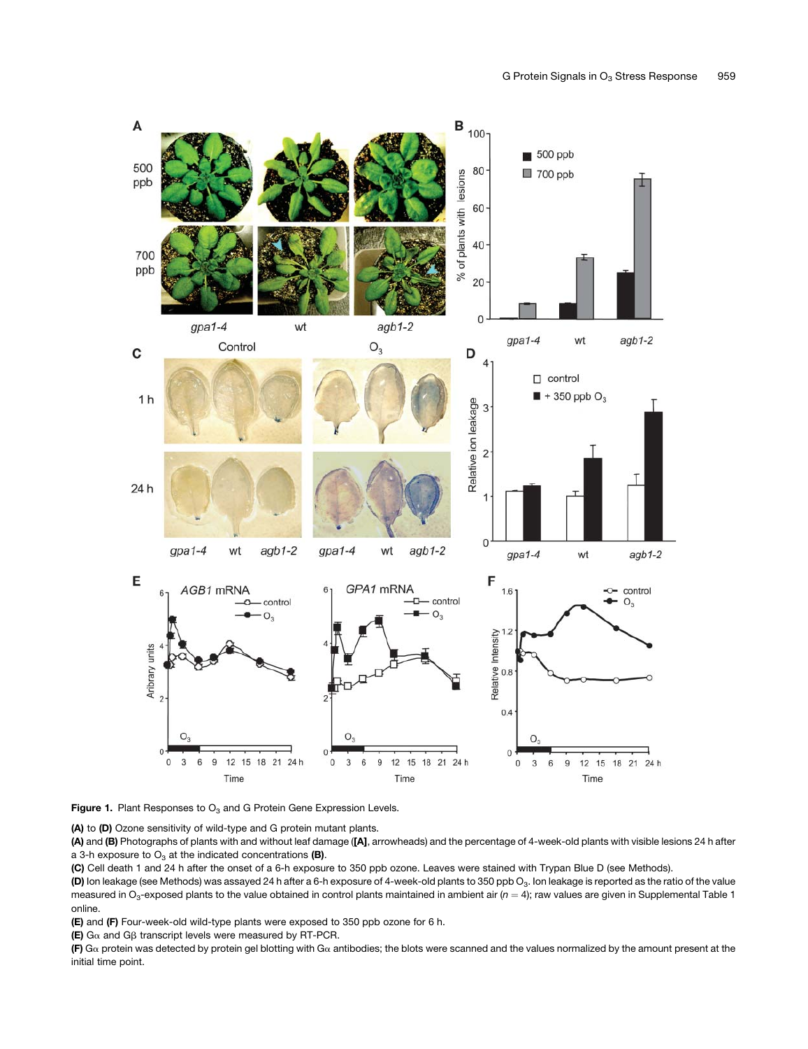**Figure 1.** Plant Responses to $O_3$ and G Protein Gene Expression Levels.

**(A)** to **(D)** Ozone sensitivity of wild-type and G protein mutant plants.

**(A)** and **(B)** Photographs of plants with and without leaf damage (**[A]**, arrowheads) and the percentage of 4-week-old plants with visible lesions 24 h after a 3-h exposure to $O_3$ at the indicated concentrations **(B)**.

**(C)** Cell death 1 and 24 h after the onset of a 6-h exposure to 350 ppb ozone. Leaves were stained with Trypan Blue D (see Methods).

**(D)** Ion leakage (see Methods) was assayed 24 h after a 6-h exposure of 4-week-old plants to 350 ppb $O_3$. Ion leakage is reported as the ratio of the value measured in $O_3$-exposed plants to the value obtained in control plants maintained in ambient air ($n = 4$); raw values are given in Supplemental Table 1 online.

**(E)** and **(F)** Four-week-old wild-type plants were exposed to 350 ppb ozone for 6 h.

**(E)** Gα and Gβ transcript levels were measured by RT-PCR.

**(F)** Gα protein was detected by protein gel blotting with Gα antibodies; the blots were scanned and the values normalized by the amount present at the initial time point.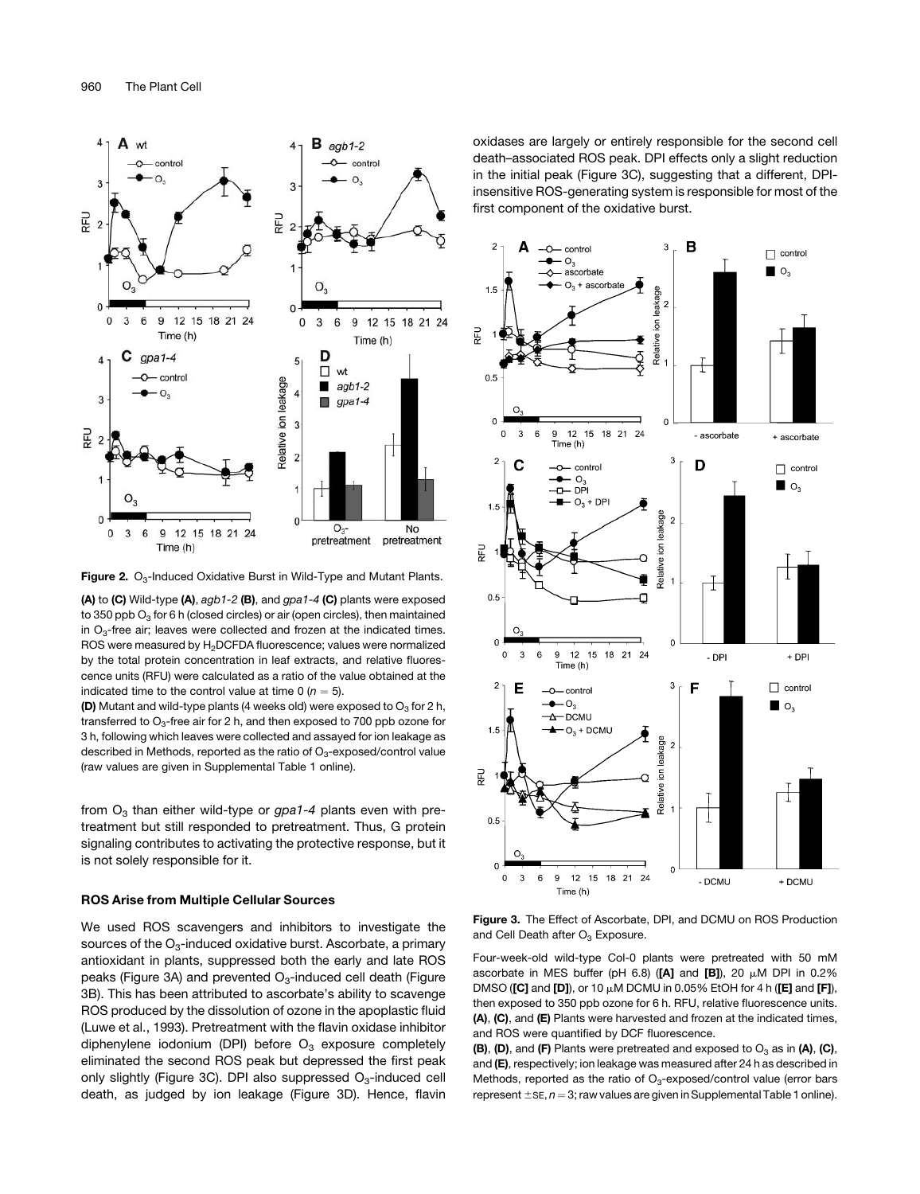**Figure 2.** $O_3$-Induced Oxidative Burst in Wild-Type and Mutant Plants.

**(A)** to **(C)** Wild-type **(A)**, *agb1-2* **(B)**, and *gpa1-4* **(C)** plants were exposed to 350 ppb $O_3$ for 6 h (closed circles) or air (open circles), then maintained in $O_3$-free air; leaves were collected and frozen at the indicated times. ROS were measured by $H_2DCFDA$ fluorescence; values were normalized by the total protein concentration in leaf extracts, and relative fluorescence units (RFU) were calculated as a ratio of the value obtained at the indicated time to the control value at time 0 ($n = 5$).

**(D)** Mutant and wild-type plants (4 weeks old) were exposed to $O_3$ for 2 h, transferred to $O_3$-free air for 2 h, and then exposed to 700 ppb ozone for 3 h, following which leaves were collected and assayed for ion leakage as described in Methods, reported as the ratio of $O_3$-exposed/control value (raw values are given in Supplemental Table 1 online).

from $O_3$ than either wild-type or *gpa1-4* plants even with pretreatment but still responded to pretreatment. Thus, G protein signaling contributes to activating the protective response, but it is not solely responsible for it.

### ROS Arise from Multiple Cellular Sources

We used ROS scavengers and inhibitors to investigate the sources of the $O_3$-induced oxidative burst. Ascorbate, a primary antioxidant in plants, suppressed both the early and late ROS peaks (Figure 3A) and prevented $O_3$-induced cell death (Figure 3B). This has been attributed to ascorbate's ability to scavenge ROS produced by the dissolution of ozone in the apoplastic fluid (Luwe et al., 1993). Pretreatment with the flavin oxidase inhibitor diphenylene iodonium (DPI) before $O_3$ exposure completely eliminated the second ROS peak but depressed the first peak only slightly (Figure 3C). DPI also suppressed $O_3$-induced cell death, as judged by ion leakage (Figure 3D). Hence, flavin oxidases are largely or entirely responsible for the second cell death–associated ROS peak. DPI effects only a slight reduction in the initial peak (Figure 3C), suggesting that a different, DPI-insensitive ROS-generating system is responsible for most of the first component of the oxidative burst.

**Figure 3.** The Effect of Ascorbate, DPI, and DCMU on ROS Production and Cell Death after $O_3$ Exposure.

Four-week-old wild-type Col-0 plants were pretreated with 50 mM ascorbate in MES buffer (pH 6.8) (**[A]** and **[B]**), 20 μM DPI in 0.2% DMSO (**[C]** and **[D]**), or 10 μM DCMU in 0.05% EtOH for 4 h (**[E]** and **[F]**), then exposed to 350 ppb ozone for 6 h. RFU, relative fluorescence units.

**(A)**, **(C)**, and **(E)** Plants were harvested and frozen at the indicated times, and ROS were quantified by DCF fluorescence.

**(B)**, **(D)**, and **(F)** Plants were pretreated and exposed to $O_3$ as in **(A)**, **(C)**, and **(E)**, respectively; ion leakage was measured after 24 h as described in Methods, reported as the ratio of $O_3$-exposed/control value (error bars represent ±SE, $n = 3$; raw values are given in Supplemental Table 1 online).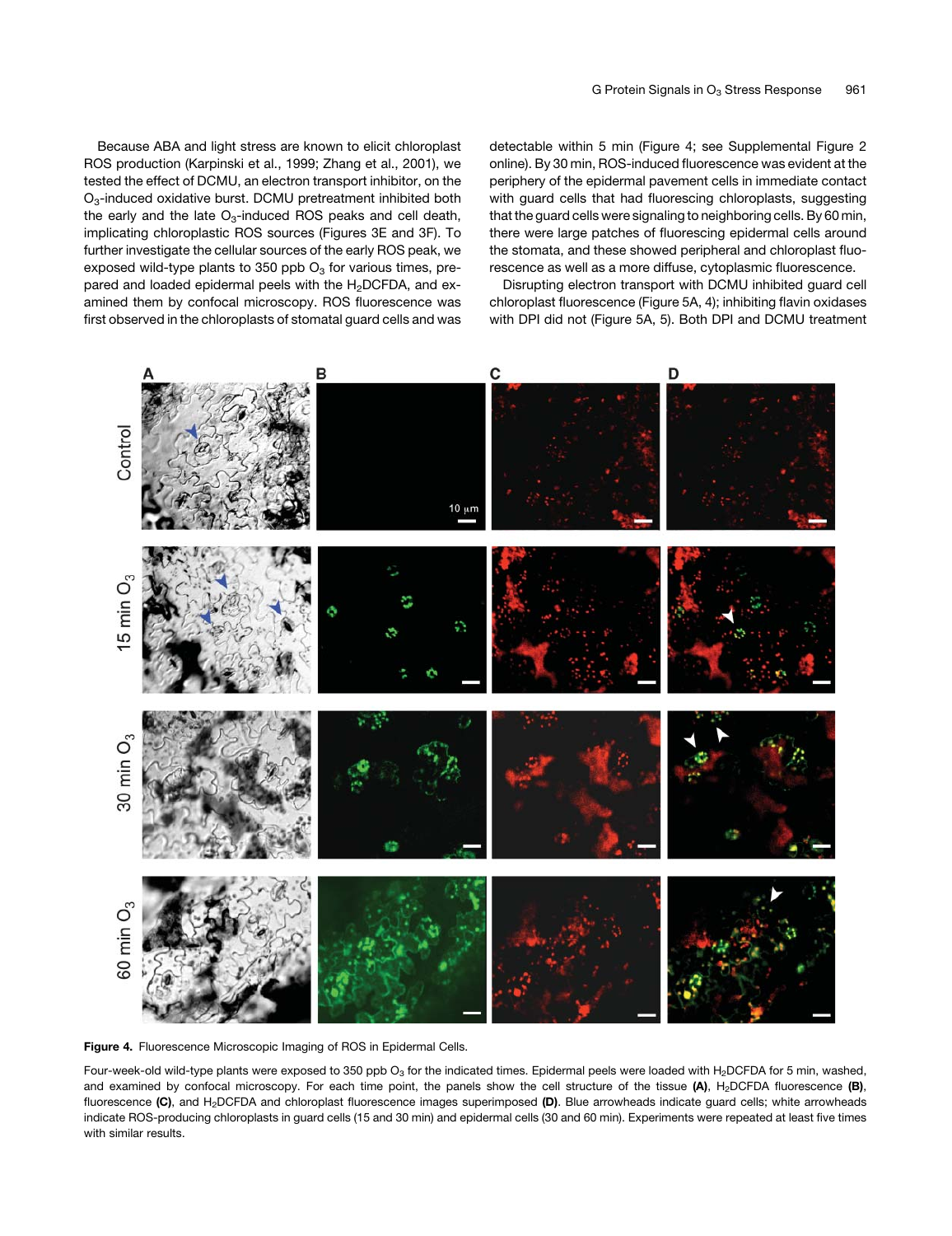Because ABA and light stress are known to elicit chloroplast ROS production (Karpinski et al., 1999; Zhang et al., 2001), we tested the effect of DCMU, an electron transport inhibitor, on the $O_3$-induced oxidative burst. DCMU pretreatment inhibited both the early and the late $O_3$-induced ROS peaks and cell death, implicating chloroplastic ROS sources (Figures 3E and 3F). To further investigate the cellular sources of the early ROS peak, we exposed wild-type plants to 350 ppb $O_3$ for various times, prepared and loaded epidermal peels with the $H_2$DCFDA, and examined them by confocal microscopy. ROS fluorescence was first observed in the chloroplasts of stomatal guard cells and was detectable within 5 min (Figure 4; see Supplemental Figure 2 online). By 30 min, ROS-induced fluorescence was evident at the periphery of the epidermal pavement cells in immediate contact with guard cells that had fluorescing chloroplasts, suggesting that the guard cells were signaling to neighboring cells. By 60 min, there were large patches of fluorescing epidermal cells around the stomata, and these showed peripheral and chloroplast fluorescence as well as a more diffuse, cytoplasmic fluorescence.

Disrupting electron transport with DCMU inhibited guard cell chloroplast fluorescence (Figure 5A, 4); inhibiting flavin oxidases with DPI did not (Figure 5A, 5). Both DPI and DCMU treatment

**Figure 4.** Fluorescence Microscopic Imaging of ROS in Epidermal Cells.

Four-week-old wild-type plants were exposed to 350 ppb $O_3$ for the indicated times. Epidermal peels were loaded with $H_2$DCFDA for 5 min, washed, and examined by confocal microscopy. For each time point, the panels show the cell structure of the tissue **(A)**, $H_2$DCFDA fluorescence **(B)**, fluorescence **(C)**, and $H_2$DCFDA and chloroplast fluorescence images superimposed **(D)**. Blue arrowheads indicate guard cells; white arrowheads indicate ROS-producing chloroplasts in guard cells (15 and 30 min) and epidermal cells (30 and 60 min). Experiments were repeated at least five times with similar results.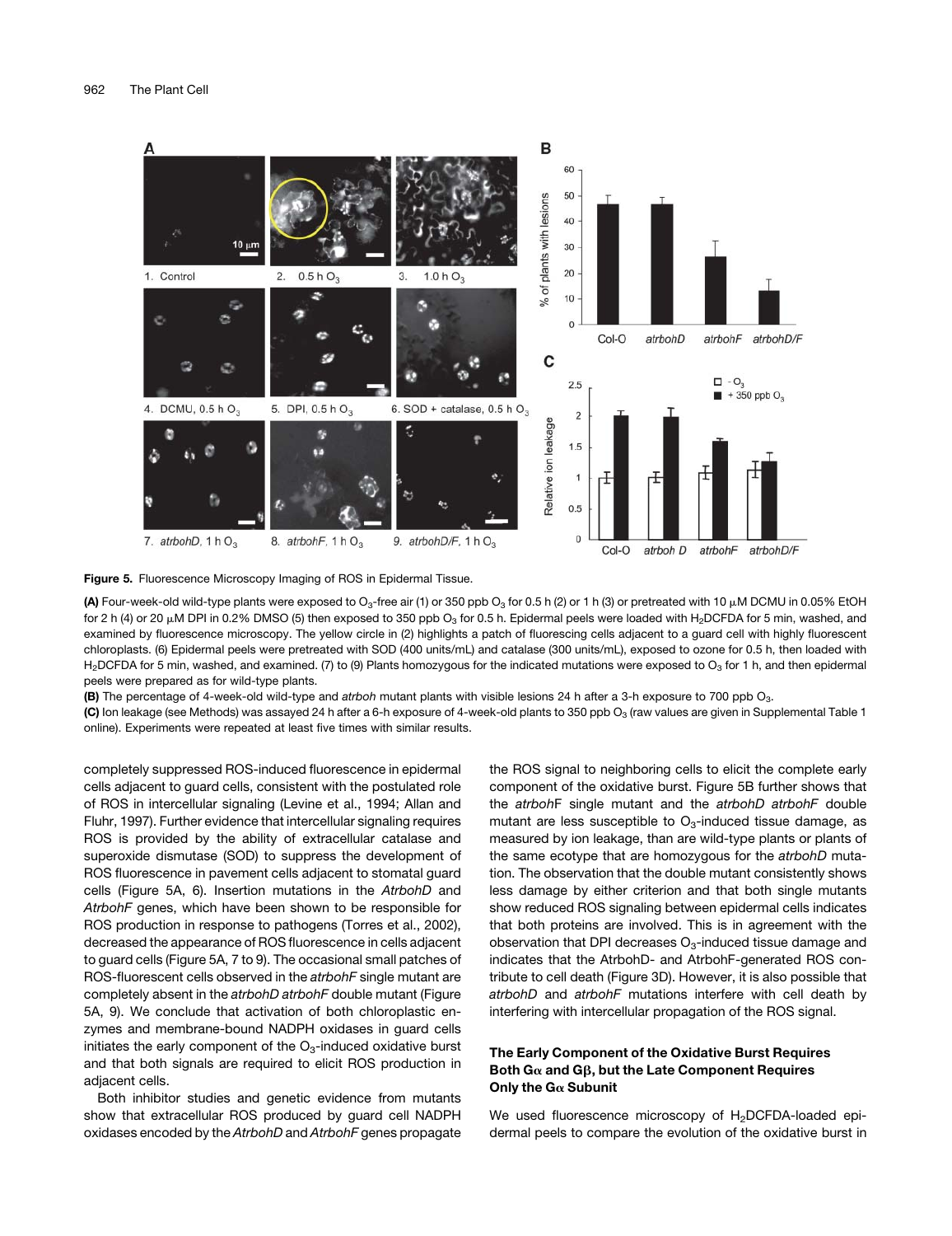**Figure 5.** Fluorescence Microscopy Imaging of ROS in Epidermal Tissue.

**(A)** Four-week-old wild-type plants were exposed to $O_3$-free air (1) or 350 ppb $O_3$ for 0.5 h (2) or 1 h (3) or pretreated with 10 μM DCMU in 0.05% EtOH for 2 h (4) or 20 μM DPI in 0.2% DMSO (5) then exposed to 350 ppb $O_3$ for 0.5 h. Epidermal peels were loaded with $H_2$DCFDA for 5 min, washed, and examined by fluorescence microscopy. The yellow circle in (2) highlights a patch of fluorescing cells adjacent to a guard cell with highly fluorescent chloroplasts. (6) Epidermal peels were pretreated with SOD (400 units/mL) and catalase (300 units/mL), exposed to ozone for 0.5 h, then loaded with $H_2$DCFDA for 5 min, washed, and examined. (7) to (9) Plants homozygous for the indicated mutations were exposed to $O_3$ for 1 h, and then epidermal peels were prepared as for wild-type plants.

**(B)** The percentage of 4-week-old wild-type and *atrboh* mutant plants with visible lesions 24 h after a 3-h exposure to 700 ppb $O_3$.

**(C)** Ion leakage (see Methods) was assayed 24 h after a 6-h exposure of 4-week-old plants to 350 ppb $O_3$ (raw values are given in Supplemental Table 1 online). Experiments were repeated at least five times with similar results.

completely suppressed ROS-induced fluorescence in epidermal cells adjacent to guard cells, consistent with the postulated role of ROS in intercellular signaling (Levine et al., 1994; Allan and Fluhr, 1997). Further evidence that intercellular signaling requires ROS is provided by the ability of extracellular catalase and superoxide dismutase (SOD) to suppress the development of ROS fluorescence in pavement cells adjacent to stomatal guard cells (Figure 5A, 6). Insertion mutations in the *AtrbohD* and *AtrbohF* genes, which have been shown to be responsible for ROS production in response to pathogens (Torres et al., 2002), decreased the appearance of ROS fluorescence in cells adjacent to guard cells (Figure 5A, 7 to 9). The occasional small patches of ROS-fluorescent cells observed in the *atrbohF* single mutant are completely absent in the *atrbohD atrbohF* double mutant (Figure 5A, 9). We conclude that activation of both chloroplastic enzymes and membrane-bound NADPH oxidases in guard cells initiates the early component of the $O_3$-induced oxidative burst and that both signals are required to elicit ROS production in adjacent cells.

Both inhibitor studies and genetic evidence from mutants show that extracellular ROS produced by guard cell NADPH oxidases encoded by the *AtrbohD* and *AtrbohF* genes propagate the ROS signal to neighboring cells to elicit the complete early component of the oxidative burst. Figure 5B further shows that the *atrbohF* single mutant and the *atrbohD atrbohF* double mutant are less susceptible to $O_3$-induced tissue damage, as measured by ion leakage, than are wild-type plants or plants of the same ecotype that are homozygous for the *atrbohD* mutation. The observation that the double mutant consistently shows less damage by either criterion and that both single mutants show reduced ROS signaling between epidermal cells indicates that both proteins are involved. This is in agreement with the observation that DPI decreases $O_3$-induced tissue damage and indicates that the AtrbohD- and AtrbohF-generated ROS contribute to cell death (Figure 3D). However, it is also possible that *atrbohD* and *atrbohF* mutations interfere with cell death by interfering with intercellular propagation of the ROS signal.

### The Early Component of the Oxidative Burst Requires Both Gα and Gβ, but the Late Component Requires Only the Gα Subunit

We used fluorescence microscopy of $H_2$DCFDA-loaded epidermal peels to compare the evolution of the oxidative burst in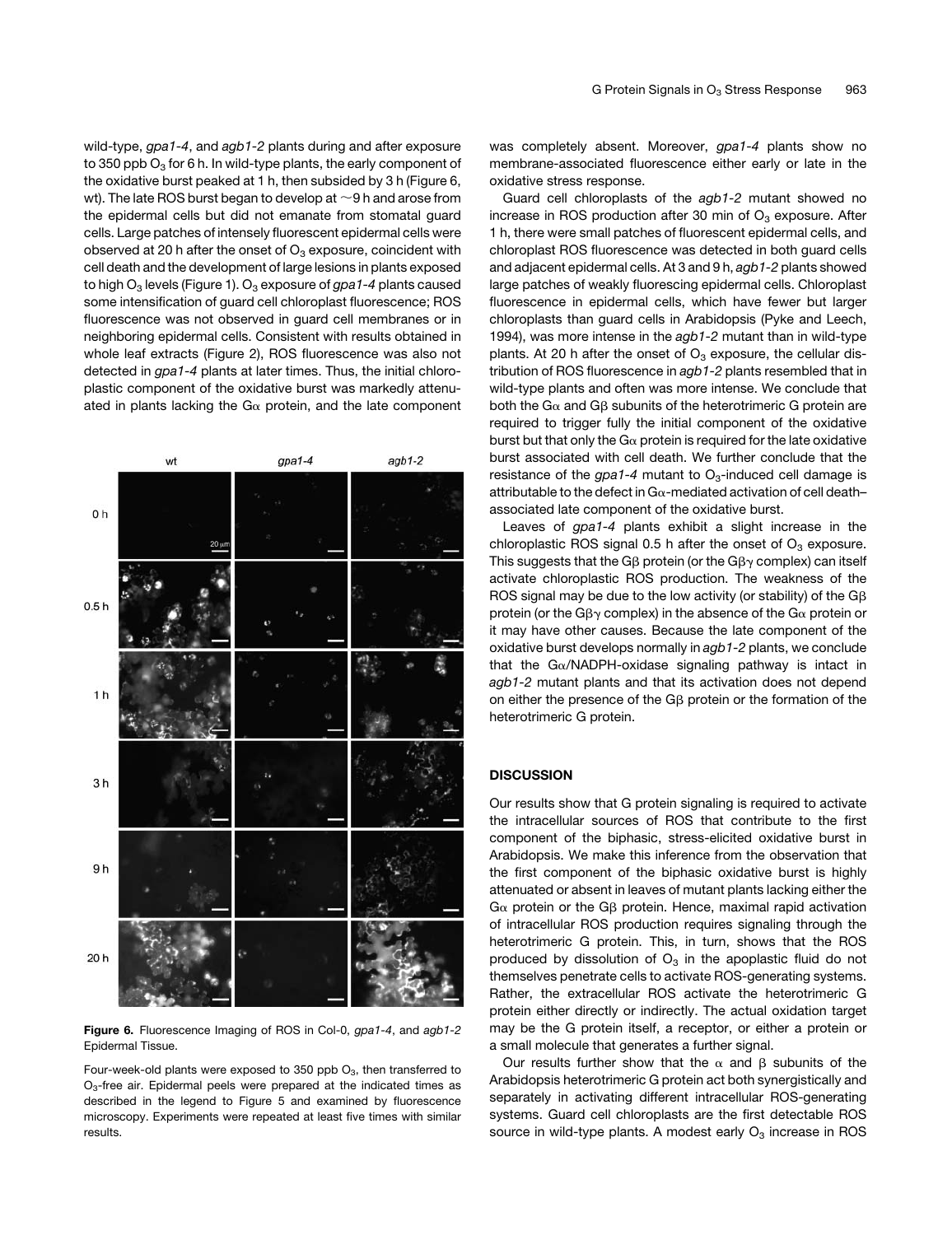wild-type, *gpa1-4*, and *agb1-2* plants during and after exposure to 350 ppb $O_3$ for 6 h. In wild-type plants, the early component of the oxidative burst peaked at 1 h, then subsided by 3 h (Figure 6, wt). The late ROS burst began to develop at ~9 h and arose from the epidermal cells but did not emanate from stomatal guard cells. Large patches of intensely fluorescent epidermal cells were observed at 20 h after the onset of $O_3$ exposure, coincident with cell death and the development of large lesions in plants exposed to high $O_3$ levels (Figure 1). $O_3$ exposure of *gpa1-4* plants caused some intensification of guard cell chloroplast fluorescence; ROS fluorescence was not observed in guard cell membranes or in neighboring epidermal cells. Consistent with results obtained in whole leaf extracts (Figure 2), ROS fluorescence was also not detected in *gpa1-4* plants at later times. Thus, the initial chloroplastic component of the oxidative burst was markedly attenuated in plants lacking the Gα protein, and the late component was completely absent. Moreover, *gpa1-4* plants show no membrane-associated fluorescence either early or late in the oxidative stress response.

Guard cell chloroplasts of the *agb1-2* mutant showed no increase in ROS production after 30 min of $O_3$ exposure. After 1 h, there were small patches of fluorescent epidermal cells, and chloroplast ROS fluorescence was detected in both guard cells and adjacent epidermal cells. At 3 and 9 h, *agb1-2* plants showed large patches of weakly fluorescing epidermal cells. Chloroplast fluorescence in epidermal cells, which have fewer but larger chloroplasts than guard cells in Arabidopsis (Pyke and Leech, 1994), was more intense in the *agb1-2* mutant than in wild-type plants. At 20 h after the onset of $O_3$ exposure, the cellular distribution of ROS fluorescence in *agb1-2* plants resembled that in wild-type plants and often was more intense. We conclude that both the Gα and Gβ subunits of the heterotrimeric G protein are required to trigger fully the initial component of the oxidative burst but that only the Gα protein is required for the late oxidative burst associated with cell death. We further conclude that the resistance of the *gpa1-4* mutant to $O_3$-induced cell damage is attributable to the defect in Gα-mediated activation of cell death–associated late component of the oxidative burst.

Leaves of *gpa1-4* plants exhibit a slight increase in the chloroplastic ROS signal 0.5 h after the onset of $O_3$ exposure. This suggests that the Gβ protein (or the Gβγ complex) can itself activate chloroplastic ROS production. The weakness of the ROS signal may be due to the low activity (or stability) of the Gβ protein (or the Gβγ complex) in the absence of the Gα protein or it may have other causes. Because the late component of the oxidative burst develops normally in *agb1-2* plants, we conclude that the Gα/NADPH-oxidase signaling pathway is intact in *agb1-2* mutant plants and that its activation does not depend on either the presence of the Gβ protein or the formation of the heterotrimeric G protein.

**Figure 6.** Fluorescence Imaging of ROS in Col-0, *gpa1-4*, and *agb1-2* Epidermal Tissue.

Four-week-old plants were exposed to 350 ppb $O_3$, then transferred to $O_3$-free air. Epidermal peels were prepared at the indicated times as described in the legend to Figure 5 and examined by fluorescence microscopy. Experiments were repeated at least five times with similar results.

## DISCUSSION

Our results show that G protein signaling is required to activate the intracellular sources of ROS that contribute to the first component of the biphasic, stress-elicited oxidative burst in Arabidopsis. We make this inference from the observation that the first component of the biphasic oxidative burst is highly attenuated or absent in leaves of mutant plants lacking either the Gα protein or the Gβ protein. Hence, maximal rapid activation of intracellular ROS production requires signaling through the heterotrimeric G protein. This, in turn, shows that the ROS produced by dissolution of $O_3$ in the apoplastic fluid do not themselves penetrate cells to activate ROS-generating systems. Rather, the extracellular ROS activate the heterotrimeric G protein either directly or indirectly. The actual oxidation target may be the G protein itself, a receptor, or either a protein or a small molecule that generates a further signal.

Our results further show that the α and β subunits of the Arabidopsis heterotrimeric G protein act both synergistically and separately in activating different intracellular ROS-generating systems. Guard cell chloroplasts are the first detectable ROS source in wild-type plants. A modest early $O_3$ increase in ROS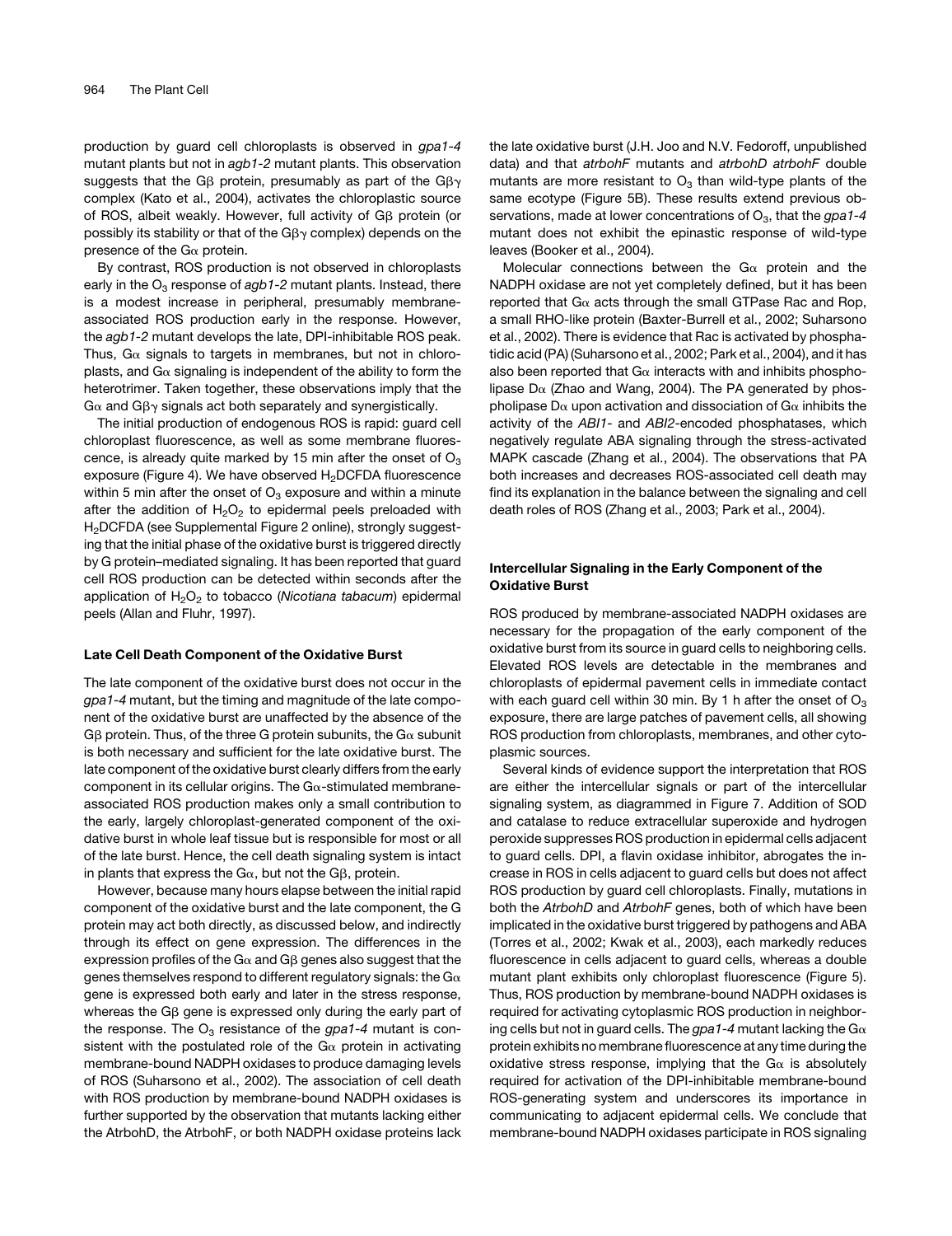production by guard cell chloroplasts is observed in *gpa1-4* mutant plants but not in *agb1-2* mutant plants. This observation suggests that the Gβ protein, presumably as part of the Gβγ complex (Kato et al., 2004), activates the chloroplastic source of ROS, albeit weakly. However, full activity of Gβ protein (or possibly its stability or that of the Gβγ complex) depends on the presence of the Gα protein.

By contrast, ROS production is not observed in chloroplasts early in the $O_3$ response of *agb1-2* mutant plants. Instead, there is a modest increase in peripheral, presumably membrane-associated ROS production early in the response. However, the *agb1-2* mutant develops the late, DPI-inhibitable ROS peak. Thus, Gα signals to targets in membranes, but not in chloroplasts, and Gα signaling is independent of the ability to form the heterotrimer. Taken together, these observations imply that the Gα and Gβγ signals act both separately and synergistically.

The initial production of endogenous ROS is rapid: guard cell chloroplast fluorescence, as well as some membrane fluorescence, is already quite marked by 15 min after the onset of $O_3$ exposure (Figure 4). We have observed $H_2$DCFDA fluorescence within 5 min after the onset of $O_3$ exposure and within a minute after the addition of $H_2O_2$ to epidermal peels preloaded with $H_2$DCFDA (see Supplemental Figure 2 online), strongly suggesting that the initial phase of the oxidative burst is triggered directly by G protein–mediated signaling. It has been reported that guard cell ROS production can be detected within seconds after the application of $H_2O_2$ to tobacco (*Nicotiana tabacum*) epidermal peels (Allan and Fluhr, 1997).

### Late Cell Death Component of the Oxidative Burst

The late component of the oxidative burst does not occur in the *gpa1-4* mutant, but the timing and magnitude of the late component of the oxidative burst are unaffected by the absence of the Gβ protein. Thus, of the three G protein subunits, the Gα subunit is both necessary and sufficient for the late oxidative burst. The late component of the oxidative burst clearly differs from the early component in its cellular origins. The Gα-stimulated membrane-associated ROS production makes only a small contribution to the early, largely chloroplast-generated component of the oxidative burst in whole leaf tissue but is responsible for most or all of the late burst. Hence, the cell death signaling system is intact in plants that express the Gα, but not the Gβ, protein.

However, because many hours elapse between the initial rapid component of the oxidative burst and the late component, the G protein may act both directly, as discussed below, and indirectly through its effect on gene expression. The differences in the expression profiles of the Gα and Gβ genes also suggest that the genes themselves respond to different regulatory signals: the Gα gene is expressed both early and later in the stress response, whereas the Gβ gene is expressed only during the early part of the response. The $O_3$ resistance of the *gpa1-4* mutant is consistent with the postulated role of the Gα protein in activating membrane-bound NADPH oxidases to produce damaging levels of ROS (Suharsono et al., 2002). The association of cell death with ROS production by membrane-bound NADPH oxidases is further supported by the observation that mutants lacking either the AtrbohD, the AtrbohF, or both NADPH oxidase proteins lack the late oxidative burst (J.H. Joo and N.V. Fedoroff, unpublished data) and that *atrbohF* mutants and *atrbohD atrbohF* double mutants are more resistant to $O_3$ than wild-type plants of the same ecotype (Figure 5B). These results extend previous observations, made at lower concentrations of $O_3$, that the *gpa1-4* mutant does not exhibit the epinastic response of wild-type leaves (Booker et al., 2004).

Molecular connections between the Gα protein and the NADPH oxidase are not yet completely defined, but it has been reported that Gα acts through the small GTPase Rac and Rop, a small RHO-like protein (Baxter-Burrell et al., 2002; Suharsono et al., 2002). There is evidence that Rac is activated by phosphatidic acid (PA) (Suharsono et al., 2002; Park et al., 2004), and it has also been reported that Gα interacts with and inhibits phospholipase Dα (Zhao and Wang, 2004). The PA generated by phospholipase Dα upon activation and dissociation of Gα inhibits the activity of the *ABI1*- and *ABI2*-encoded phosphatases, which negatively regulate ABA signaling through the stress-activated MAPK cascade (Zhang et al., 2004). The observations that PA both increases and decreases ROS-associated cell death may find its explanation in the balance between the signaling and cell death roles of ROS (Zhang et al., 2003; Park et al., 2004).

### Intercellular Signaling in the Early Component of the Oxidative Burst

ROS produced by membrane-associated NADPH oxidases are necessary for the propagation of the early component of the oxidative burst from its source in guard cells to neighboring cells. Elevated ROS levels are detectable in the membranes and chloroplasts of epidermal pavement cells in immediate contact with each guard cell within 30 min. By 1 h after the onset of $O_3$ exposure, there are large patches of pavement cells, all showing ROS production from chloroplasts, membranes, and other cytoplasmic sources.

Several kinds of evidence support the interpretation that ROS are either the intercellular signals or part of the intercellular signaling system, as diagrammed in Figure 7. Addition of SOD and catalase to reduce extracellular superoxide and hydrogen peroxide suppresses ROS production in epidermal cells adjacent to guard cells. DPI, a flavin oxidase inhibitor, abrogates the increase in ROS in cells adjacent to guard cells but does not affect ROS production by guard cell chloroplasts. Finally, mutations in both the *AtrbohD* and *AtrbohF* genes, both of which have been implicated in the oxidative burst triggered by pathogens and ABA (Torres et al., 2002; Kwak et al., 2003), each markedly reduces fluorescence in cells adjacent to guard cells, whereas a double mutant plant exhibits only chloroplast fluorescence (Figure 5). Thus, ROS production by membrane-bound NADPH oxidases is required for activating cytoplasmic ROS production in neighboring cells but not in guard cells. The *gpa1-4* mutant lacking the Gα protein exhibits no membrane fluorescence at any time during the oxidative stress response, implying that the Gα is absolutely required for activation of the DPI-inhibitable membrane-bound ROS-generating system and underscores its importance in communicating to adjacent epidermal cells. We conclude that membrane-bound NADPH oxidases participate in ROS signaling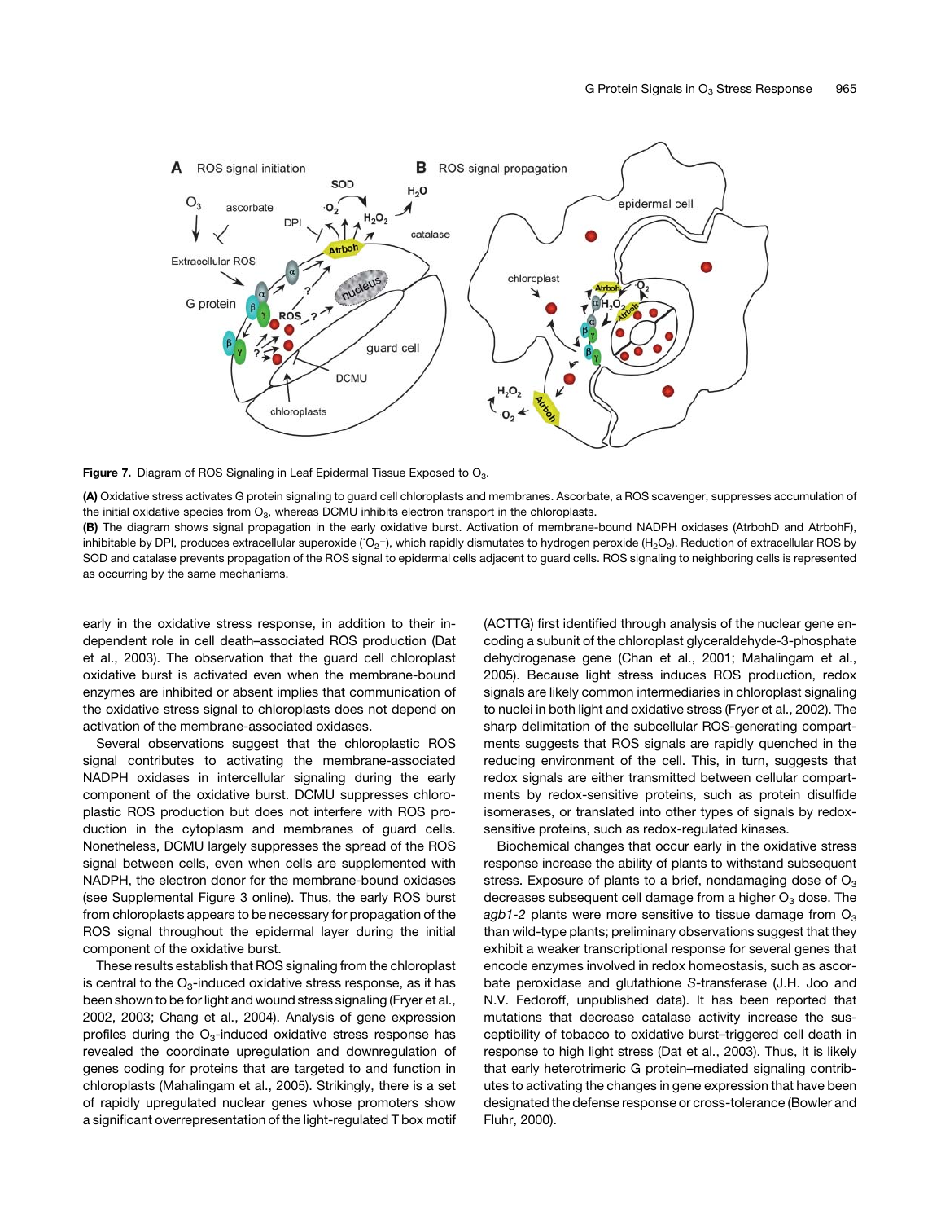**Figure 7.** Diagram of ROS Signaling in Leaf Epidermal Tissue Exposed to $O_3$.

**(A)** Oxidative stress activates G protein signaling to guard cell chloroplasts and membranes. Ascorbate, a ROS scavenger, suppresses accumulation of the initial oxidative species from $O_3$, whereas DCMU inhibits electron transport in the chloroplasts.

**(B)** The diagram shows signal propagation in the early oxidative burst. Activation of membrane-bound NADPH oxidases (AtrbohD and AtrbohF), inhibitable by DPI, produces extracellular superoxide ($^{\cdot}O_2^-$), which rapidly dismutates to hydrogen peroxide ($H_2O_2$). Reduction of extracellular ROS by SOD and catalase prevents propagation of the ROS signal to epidermal cells adjacent to guard cells. ROS signaling to neighboring cells is represented as occurring by the same mechanisms.

early in the oxidative stress response, in addition to their independent role in cell death–associated ROS production (Dat et al., 2003). The observation that the guard cell chloroplast oxidative burst is activated even when the membrane-bound enzymes are inhibited or absent implies that communication of the oxidative stress signal to chloroplasts does not depend on activation of the membrane-associated oxidases.

Several observations suggest that the chloroplastic ROS signal contributes to activating the membrane-associated NADPH oxidases in intercellular signaling during the early component of the oxidative burst. DCMU suppresses chloroplastic ROS production but does not interfere with ROS production in the cytoplasm and membranes of guard cells. Nonetheless, DCMU largely suppresses the spread of the ROS signal between cells, even when cells are supplemented with NADPH, the electron donor for the membrane-bound oxidases (see Supplemental Figure 3 online). Thus, the early ROS burst from chloroplasts appears to be necessary for propagation of the ROS signal throughout the epidermal layer during the initial component of the oxidative burst.

These results establish that ROS signaling from the chloroplast is central to the $O_3$-induced oxidative stress response, as it has been shown to be for light and wound stress signaling (Fryer et al., 2002, 2003; Chang et al., 2004). Analysis of gene expression profiles during the $O_3$-induced oxidative stress response has revealed the coordinate upregulation and downregulation of genes coding for proteins that are targeted to and function in chloroplasts (Mahalingam et al., 2005). Strikingly, there is a set of rapidly upregulated nuclear genes whose promoters show a significant overrepresentation of the light-regulated T box motif (ACTTG) first identified through analysis of the nuclear gene encoding a subunit of the chloroplast glyceraldehyde-3-phosphate dehydrogenase gene (Chan et al., 2001; Mahalingam et al., 2005). Because light stress induces ROS production, redox signals are likely common intermediaries in chloroplast signaling to nuclei in both light and oxidative stress (Fryer et al., 2002). The sharp delimitation of the subcellular ROS-generating compartments suggests that ROS signals are rapidly quenched in the reducing environment of the cell. This, in turn, suggests that redox signals are either transmitted between cellular compartments by redox-sensitive proteins, such as protein disulfide isomerases, or translated into other types of signals by redox-sensitive proteins, such as redox-regulated kinases.

Biochemical changes that occur early in the oxidative stress response increase the ability of plants to withstand subsequent stress. Exposure of plants to a brief, nondamaging dose of $O_3$ decreases subsequent cell damage from a higher $O_3$ dose. The *agb1-2* plants were more sensitive to tissue damage from $O_3$ than wild-type plants; preliminary observations suggest that they exhibit a weaker transcriptional response for several genes that encode enzymes involved in redox homeostasis, such as ascorbate peroxidase and glutathione *S*-transferase (J.H. Joo and N.V. Fedoroff, unpublished data). It has been reported that mutations that decrease catalase activity increase the susceptibility of tobacco to oxidative burst–triggered cell death in response to high light stress (Dat et al., 2003). Thus, it is likely that early heterotrimeric G protein–mediated signaling contributes to activating the changes in gene expression that have been designated the defense response or cross-tolerance (Bowler and Fluhr, 2000).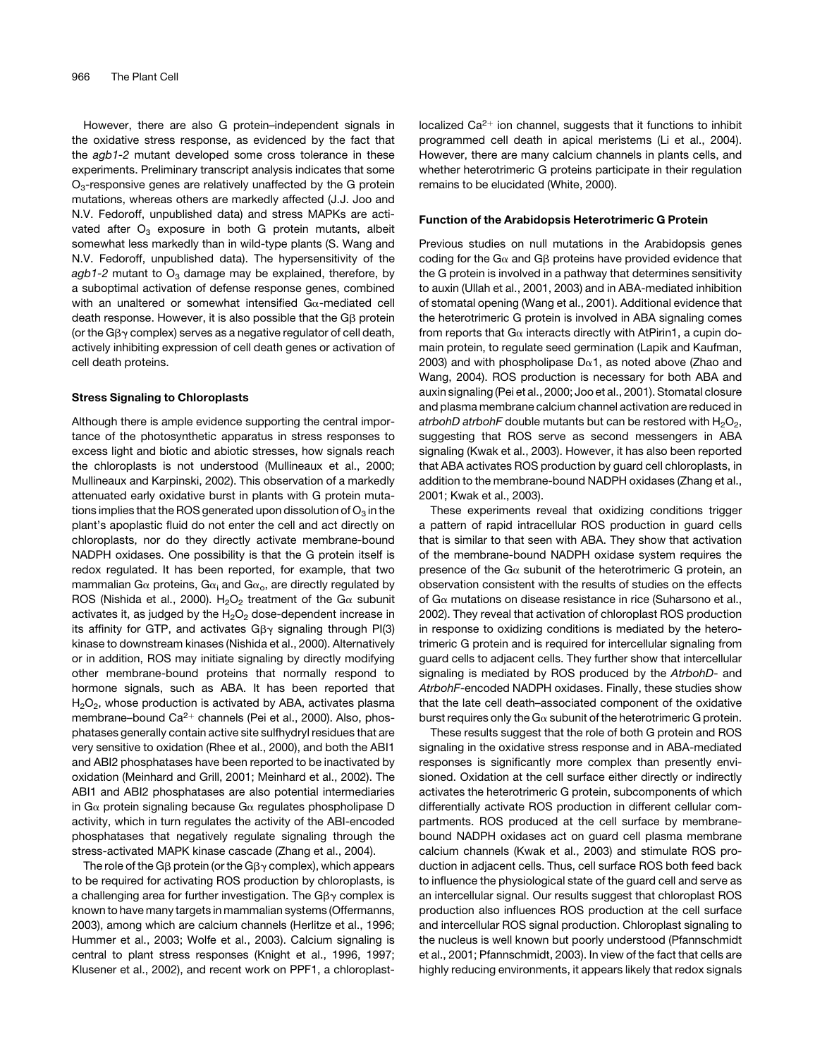However, there are also G protein–independent signals in the oxidative stress response, as evidenced by the fact that the *agb1-2* mutant developed some cross tolerance in these experiments. Preliminary transcript analysis indicates that some $O_3$-responsive genes are relatively unaffected by the G protein mutations, whereas others are markedly affected (J.J. Joo and N.V. Fedoroff, unpublished data) and stress MAPKs are activated after $O_3$ exposure in both G protein mutants, albeit somewhat less markedly than in wild-type plants (S. Wang and N.V. Fedoroff, unpublished data). The hypersensitivity of the *agb1-2* mutant to $O_3$ damage may be explained, therefore, by a suboptimal activation of defense response genes, combined with an unaltered or somewhat intensified Gα-mediated cell death response. However, it is also possible that the Gβ protein (or the Gβγ complex) serves as a negative regulator of cell death, actively inhibiting expression of cell death genes or activation of cell death proteins.

### Stress Signaling to Chloroplasts

Although there is ample evidence supporting the central importance of the photosynthetic apparatus in stress responses to excess light and biotic and abiotic stresses, how signals reach the chloroplasts is not understood (Mullineaux et al., 2000; Mullineaux and Karpinski, 2002). This observation of a markedly attenuated early oxidative burst in plants with G protein mutations implies that the ROS generated upon dissolution of $O_3$ in the plant's apoplastic fluid do not enter the cell and act directly on chloroplasts, nor do they directly activate membrane-bound NADPH oxidases. One possibility is that the G protein itself is redox regulated. It has been reported, for example, that two mammalian Gα proteins, $G\alpha_i$ and $G\alpha_o$, are directly regulated by ROS (Nishida et al., 2000). $H_2O_2$ treatment of the Gα subunit activates it, as judged by the $H_2O_2$ dose-dependent increase in its affinity for GTP, and activates Gβγ signaling through PI(3) kinase to downstream kinases (Nishida et al., 2000). Alternatively or in addition, ROS may initiate signaling by directly modifying other membrane-bound proteins that normally respond to hormone signals, such as ABA. It has been reported that $H_2O_2$, whose production is activated by ABA, activates plasma membrane–bound $Ca^{2+}$ channels (Pei et al., 2000). Also, phosphatases generally contain active site sulfhydryl residues that are very sensitive to oxidation (Rhee et al., 2000), and both the ABI1 and ABI2 phosphatases have been reported to be inactivated by oxidation (Meinhard and Grill, 2001; Meinhard et al., 2002). The ABI1 and ABI2 phosphatases are also potential intermediaries in Gα protein signaling because Gα regulates phospholipase D activity, which in turn regulates the activity of the ABI-encoded phosphatases that negatively regulate signaling through the stress-activated MAPK kinase cascade (Zhang et al., 2004).

The role of the Gβ protein (or the Gβγ complex), which appears to be required for activating ROS production by chloroplasts, is a challenging area for further investigation. The Gβγ complex is known to have many targets in mammalian systems (Offermanns, 2003), among which are calcium channels (Herlitze et al., 1996; Hummer et al., 2003; Wolfe et al., 2003). Calcium signaling is central to plant stress responses (Knight et al., 1996, 1997; Klusener et al., 2002), and recent work on PPF1, a chloroplast-localized $Ca^{2+}$ ion channel, suggests that it functions to inhibit programmed cell death in apical meristems (Li et al., 2004). However, there are many calcium channels in plants cells, and whether heterotrimeric G proteins participate in their regulation remains to be elucidated (White, 2000).

### Function of the Arabidopsis Heterotrimeric G Protein

Previous studies on null mutations in the Arabidopsis genes coding for the Gα and Gβ proteins have provided evidence that the G protein is involved in a pathway that determines sensitivity to auxin (Ullah et al., 2001, 2003) and in ABA-mediated inhibition of stomatal opening (Wang et al., 2001). Additional evidence that the heterotrimeric G protein is involved in ABA signaling comes from reports that Gα interacts directly with AtPirin1, a cupin domain protein, to regulate seed germination (Lapik and Kaufman, 2003) and with phospholipase Dα1, as noted above (Zhao and Wang, 2004). ROS production is necessary for both ABA and auxin signaling (Pei et al., 2000; Joo et al., 2001). Stomatal closure and plasma membrane calcium channel activation are reduced in *atrbohD atrbohF* double mutants but can be restored with $H_2O_2$, suggesting that ROS serve as second messengers in ABA signaling (Kwak et al., 2003). However, it has also been reported that ABA activates ROS production by guard cell chloroplasts, in addition to the membrane-bound NADPH oxidases (Zhang et al., 2001; Kwak et al., 2003).

These experiments reveal that oxidizing conditions trigger a pattern of rapid intracellular ROS production in guard cells that is similar to that seen with ABA. They show that activation of the membrane-bound NADPH oxidase system requires the presence of the Gα subunit of the heterotrimeric G protein, an observation consistent with the results of studies on the effects of Gα mutations on disease resistance in rice (Suharsono et al., 2002). They reveal that activation of chloroplast ROS production in response to oxidizing conditions is mediated by the heterotrimeric G protein and is required for intercellular signaling from guard cells to adjacent cells. They further show that intercellular signaling is mediated by ROS produced by the *AtrbohD*- and *AtrbohF*-encoded NADPH oxidases. Finally, these studies show that the late cell death–associated component of the oxidative burst requires only the Gα subunit of the heterotrimeric G protein.

These results suggest that the role of both G protein and ROS signaling in the oxidative stress response and in ABA-mediated responses is significantly more complex than presently envisioned. Oxidation at the cell surface either directly or indirectly activates the heterotrimeric G protein, subcomponents of which differentially activate ROS production in different cellular compartments. ROS produced at the cell surface by membrane-bound NADPH oxidases act on guard cell plasma membrane calcium channels (Kwak et al., 2003) and stimulate ROS production in adjacent cells. Thus, cell surface ROS both feed back to influence the physiological state of the guard cell and serve as an intercellular signal. Our results suggest that chloroplast ROS production also influences ROS production at the cell surface and intercellular ROS signal production. Chloroplast signaling to the nucleus is well known but poorly understood (Pfannschmidt et al., 2001; Pfannschmidt, 2003). In view of the fact that cells are highly reducing environments, it appears likely that redox signals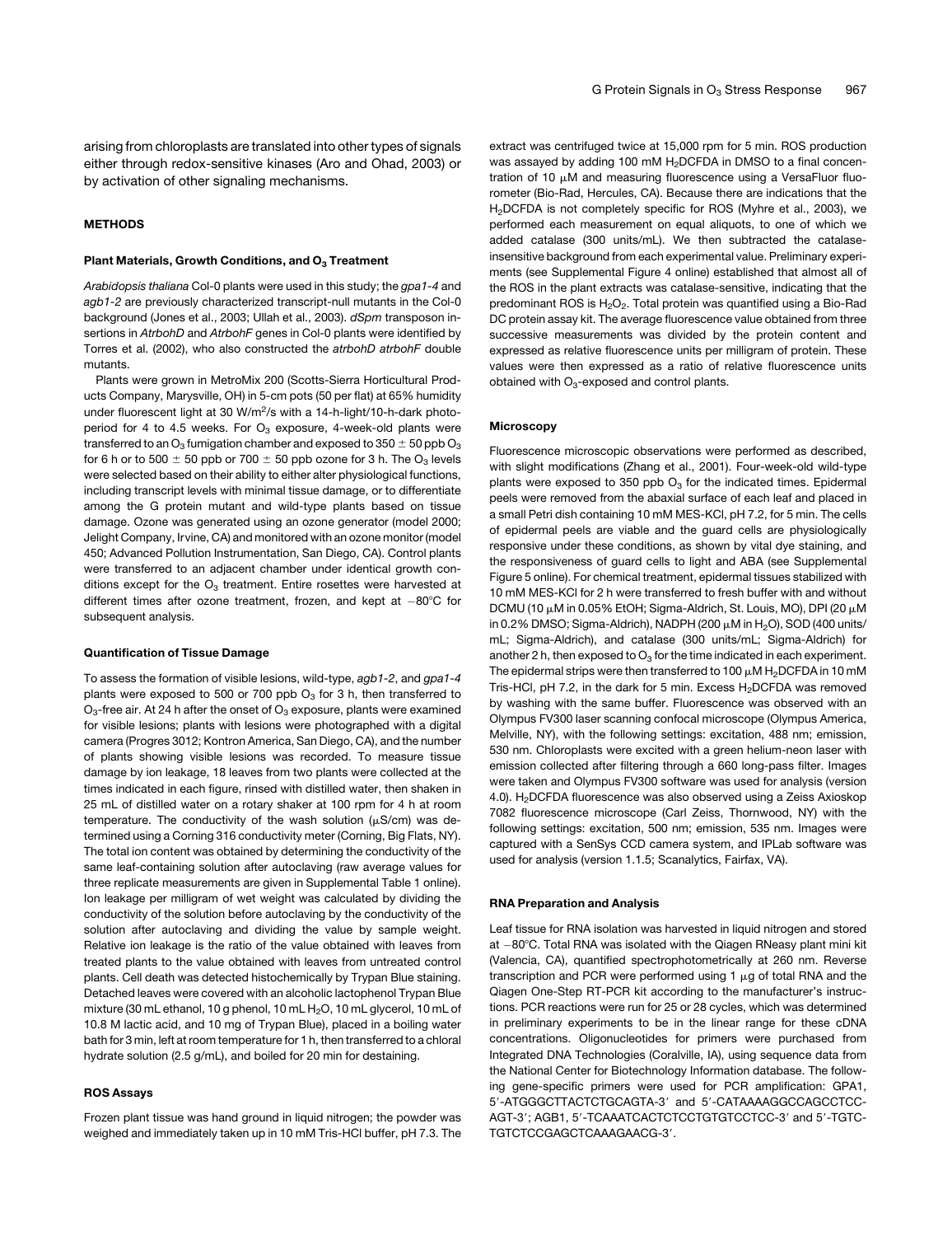arising from chloroplasts are translated into other types of signals either through redox-sensitive kinases (Aro and Ohad, 2003) or by activation of other signaling mechanisms.

## METHODS

### Plant Materials, Growth Conditions, and $O_3$ Treatment

*Arabidopsis thaliana* Col-0 plants were used in this study; the *gpa1-4* and *agb1-2* are previously characterized transcript-null mutants in the Col-0 background (Jones et al., 2003; Ullah et al., 2003). *dSpm* transposon insertions in *AtrbohD* and *AtrbohF* genes in Col-0 plants were identified by Torres et al. (2002), who also constructed the *atrbohD atrbohF* double mutants.

Plants were grown in MetroMix 200 (Scotts-Sierra Horticultural Products Company, Marysville, OH) in 5-cm pots (50 per flat) at 65% humidity under fluorescent light at 30 $W/m^2/s$ with a 14-h-light/10-h-dark photoperiod for 4 to 4.5 weeks. For $O_3$ exposure, 4-week-old plants were transferred to an $O_3$ fumigation chamber and exposed to 350 ± 50 ppb $O_3$ for 6 h or to 500 ± 50 ppb or 700 ± 50 ppb ozone for 3 h. The $O_3$ levels were selected based on their ability to either alter physiological functions, including transcript levels with minimal tissue damage, or to differentiate among the G protein mutant and wild-type plants based on tissue damage. Ozone was generated using an ozone generator (model 2000; Jelight Company, Irvine, CA) and monitored with an ozone monitor (model 450; Advanced Pollution Instrumentation, San Diego, CA). Control plants were transferred to an adjacent chamber under identical growth conditions except for the $O_3$ treatment. Entire rosettes were harvested at different times after ozone treatment, frozen, and kept at −80°C for subsequent analysis.

### Quantification of Tissue Damage

To assess the formation of visible lesions, wild-type, *agb1-2*, and *gpa1-4* plants were exposed to 500 or 700 ppb $O_3$ for 3 h, then transferred to $O_3$-free air. At 24 h after the onset of $O_3$ exposure, plants were examined for visible lesions; plants with lesions were photographed with a digital camera (Progres 3012; Kontron America, San Diego, CA), and the number of plants showing visible lesions was recorded. To measure tissue damage by ion leakage, 18 leaves from two plants were collected at the times indicated in each figure, rinsed with distilled water, then shaken in 25 mL of distilled water on a rotary shaker at 100 rpm for 4 h at room temperature. The conductivity of the wash solution (μS/cm) was determined using a Corning 316 conductivity meter (Corning, Big Flats, NY). The total ion content was obtained by determining the conductivity of the same leaf-containing solution after autoclaving (raw average values for three replicate measurements are given in Supplemental Table 1 online). Ion leakage per milligram of wet weight was calculated by dividing the conductivity of the solution before autoclaving by the conductivity of the solution after autoclaving and dividing the value by sample weight. Relative ion leakage is the ratio of the value obtained with leaves from treated plants to the value obtained with leaves from untreated control plants. Cell death was detected histochemically by Trypan Blue staining. Detached leaves were covered with an alcoholic lactophenol Trypan Blue mixture (30 mL ethanol, 10 g phenol, 10 mL $H_2O$, 10 mL glycerol, 10 mL of 10.8 M lactic acid, and 10 mg of Trypan Blue), placed in a boiling water bath for 3 min, left at room temperature for 1 h, then transferred to a chloral hydrate solution (2.5 g/mL), and boiled for 20 min for destaining.

### ROS Assays

Frozen plant tissue was hand ground in liquid nitrogen; the powder was weighed and immediately taken up in 10 mM Tris-HCl buffer, pH 7.3. The extract was centrifuged twice at 15,000 rpm for 5 min. ROS production was assayed by adding 100 mM $H_2$DCFDA in DMSO to a final concentration of 10 μM and measuring fluorescence using a VersaFluor fluorometer (Bio-Rad, Hercules, CA). Because there are indications that the $H_2$DCFDA is not completely specific for ROS (Myhre et al., 2003), we performed each measurement on equal aliquots, to one of which we added catalase (300 units/mL). We then subtracted the catalase-insensitive background from each experimental value. Preliminary experiments (see Supplemental Figure 4 online) established that almost all of the ROS in the plant extracts was catalase-sensitive, indicating that the predominant ROS is $H_2O_2$. Total protein was quantified using a Bio-Rad DC protein assay kit. The average fluorescence value obtained from three successive measurements was divided by the protein content and expressed as relative fluorescence units per milligram of protein. These values were then expressed as a ratio of relative fluorescence units obtained with $O_3$-exposed and control plants.

### Microscopy

Fluorescence microscopic observations were performed as described, with slight modifications (Zhang et al., 2001). Four-week-old wild-type plants were exposed to 350 ppb $O_3$ for the indicated times. Epidermal peels were removed from the abaxial surface of each leaf and placed in a small Petri dish containing 10 mM MES-KCl, pH 7.2, for 5 min. The cells of epidermal peels are viable and the guard cells are physiologically responsive under these conditions, as shown by vital dye staining, and the responsiveness of guard cells to light and ABA (see Supplemental Figure 5 online). For chemical treatment, epidermal tissues stabilized with 10 mM MES-KCl for 2 h were transferred to fresh buffer with and without DCMU (10 μM in 0.05% EtOH; Sigma-Aldrich, St. Louis, MO), DPI (20 μM in 0.2% DMSO; Sigma-Aldrich), NADPH (200 μM in $H_2O$), SOD (400 units/mL; Sigma-Aldrich), and catalase (300 units/mL; Sigma-Aldrich) for another 2 h, then exposed to $O_3$ for the time indicated in each experiment. The epidermal strips were then transferred to 100 μM $H_2$DCFDA in 10 mM Tris-HCl, pH 7.2, in the dark for 5 min. Excess $H_2$DCFDA was removed by washing with the same buffer. Fluorescence was observed with an Olympus FV300 laser scanning confocal microscope (Olympus America, Melville, NY), with the following settings: excitation, 488 nm; emission, 530 nm. Chloroplasts were excited with a green helium-neon laser with emission collected after filtering through a 660 long-pass filter. Images were taken and Olympus FV300 software was used for analysis (version 4.0). $H_2$DCFDA fluorescence was also observed using a Zeiss Axioskop 7082 fluorescence microscope (Carl Zeiss, Thornwood, NY) with the following settings: excitation, 500 nm; emission, 535 nm. Images were captured with a SenSys CCD camera system, and IPLab software was used for analysis (version 1.1.5; Scanalytics, Fairfax, VA).

### RNA Preparation and Analysis

Leaf tissue for RNA isolation was harvested in liquid nitrogen and stored at −80°C. Total RNA was isolated with the Qiagen RNeasy plant mini kit (Valencia, CA), quantified spectrophotometrically at 260 nm. Reverse transcription and PCR were performed using 1 μg of total RNA and the Qiagen One-Step RT-PCR kit according to the manufacturer's instructions. PCR reactions were run for 25 or 28 cycles, which was determined in preliminary experiments to be in the linear range for these cDNA concentrations. Oligonucleotides for primers were purchased from Integrated DNA Technologies (Coralville, IA), using sequence data from the National Center for Biotechnology Information database. The following gene-specific primers were used for PCR amplification: GPA1, 5′-ATGGGCTTACTCTGCAGTA-3′ and 5′-CATAAAAGGCCAGCCTCCAGT-3′; AGB1, 5′-TCAAATCACTCTCCTGTGTCCTCC-3′ and 5′-TGTCTGTCTCCGAGCTCAAAGAACG-3′.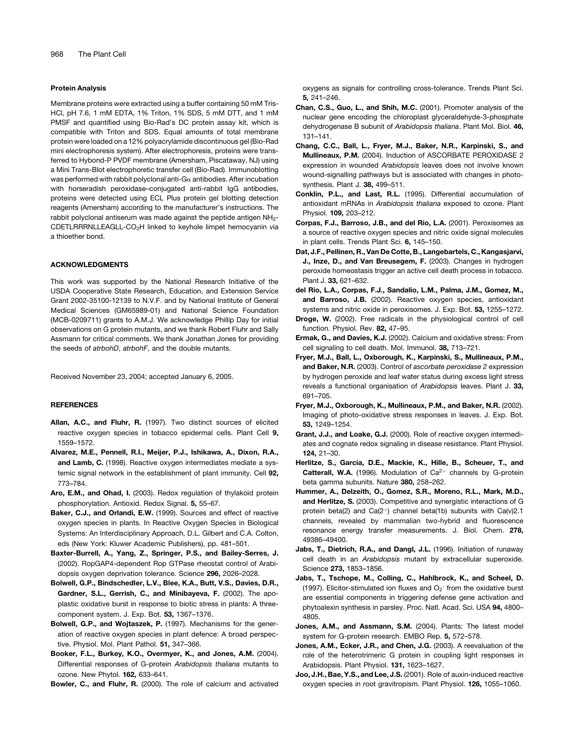#### Protein Analysis

Membrane proteins were extracted using a buffer containing 50 mM Tris-HCl, pH 7.6, 1 mM EDTA, 1% Triton, 1% SDS, 5 mM DTT, and 1 mM PMSF and quantified using Bio-Rad's DC protein assay kit, which is compatible with Triton and SDS. Equal amounts of total membrane protein were loaded on a 12% polyacrylamide discontinuous gel (Bio-Rad mini electrophoresis system). After electrophoresis, proteins were transferred to Hybond-P PVDF membrane (Amersham, Piscataway, NJ) using a Mini Trans-Blot electrophoretic transfer cell (Bio-Rad). Immunoblotting was performed with rabbit polyclonal anti-G$\alpha$ antibodies. After incubation with horseradish peroxidase–conjugated anti-rabbit IgG antibodies, proteins were detected using ECL Plus protein gel blotting detection reagents (Amersham) according to the manufacturer's instructions. The rabbit polyclonal antiserum was made against the peptide antigen $NH_2$-CDETLRRRNLLEAGLL-$CO_2H$ linked to keyhole limpet hemocyanin via a thioether bond.

## ACKNOWLEDGMENTS

This work was supported by the National Research Initiative of the USDA Cooperative State Research, Education, and Extension Service Grant 2002-35100-12139 to N.V.F. and by National Institute of General Medical Sciences (GM65989-01) and National Science Foundation (MCB-0209711) grants to A.M.J. We acknowledge Phillip Day for initial observations on G protein mutants, and we thank Robert Fluhr and Sally Assmann for critical comments. We thank Jonathan Jones for providing the seeds of *atrbohD*, *atrbohF*, and the double mutants.

Received November 23, 2004; accepted January 6, 2005.

## REFERENCES

**Allan, A.C., and Fluhr, R.** (1997). Two distinct sources of elicited reactive oxygen species in tobacco epidermal cells. Plant Cell **9,** 1559–1572.

**Alvarez, M.E., Pennell, R.I., Meijer, P.J., Ishikawa, A., Dixon, R.A., and Lamb, C.** (1998). Reactive oxygen intermediates mediate a systemic signal network in the establishment of plant immunity. Cell **92,** 773–784.

**Aro, E.M., and Ohad, I.** (2003). Redox regulation of thylakoid protein phosphorylation. Antioxid. Redox Signal. **5,** 55–67.

**Baker, C.J., and Orlandi, E.W.** (1999). Sources and effect of reactive oxygen species in plants. In Reactive Oxygen Species in Biological Systems: An Interdisciplinary Approach, D.L. Gilbert and C.A. Colton, eds (New York: Kluwer Academic Publishers), pp. 481–501.

**Baxter-Burrell, A., Yang, Z., Springer, P.S., and Bailey-Serres, J.** (2002). RopGAP4-dependent Rop GTPase rheostat control of Arabidopsis oxygen deprivation tolerance. Science **296,** 2026–2028.

**Bolwell, G.P., Bindschedler, L.V., Blee, K.A., Butt, V.S., Davies, D.R., Gardner, S.L., Gerrish, C., and Minibayeva, F.** (2002). The apoplastic oxidative burst in response to biotic stress in plants: A three-component system. J. Exp. Bot. **53,** 1367–1376.

**Bolwell, G.P., and Wojtaszek, P.** (1997). Mechanisms for the generation of reactive oxygen species in plant defence: A broad perspective. Physiol. Mol. Plant Pathol. **51,** 347–366.

**Booker, F.L., Burkey, K.O., Overmyer, K., and Jones, A.M.** (2004). Differential responses of G-protein *Arabidopsis thaliana* mutants to ozone. New Phytol. **162,** 633–641.

**Bowler, C., and Fluhr, R.** (2000). The role of calcium and activated oxygens as signals for controlling cross-tolerance. Trends Plant Sci. **5,** 241–246.

**Chan, C.S., Guo, L., and Shih, M.C.** (2001). Promoter analysis of the nuclear gene encoding the chloroplast glyceraldehyde-3-phosphate dehydrogenase B subunit of *Arabidopsis thaliana*. Plant Mol. Biol. **46,** 131–141.

**Chang, C.C., Ball, L., Fryer, M.J., Baker, N.R., Karpinski, S., and Mullineaux, P.M.** (2004). Induction of ASCORBATE PEROXIDASE 2 expression in wounded *Arabidopsis* leaves does not involve known wound-signalling pathways but is associated with changes in photosynthesis. Plant J. **38,** 499–511.

**Conklin, P.L., and Last, R.L.** (1995). Differential accumulation of antioxidant mRNAs in *Arabidopsis thaliana* exposed to ozone. Plant Physiol. **109,** 203–212.

**Corpas, F.J., Barroso, J.B., and del Rio, L.A.** (2001). Peroxisomes as a source of reactive oxygen species and nitric oxide signal molecules in plant cells. Trends Plant Sci. **6,** 145–150.

**Dat, J.F., Pellinen, R., Van De Cotte, B., Langebartels, C., Kangasjarvi, J., Inze, D., and Van Breusegem, F.** (2003). Changes in hydrogen peroxide homeostasis trigger an active cell death process in tobacco. Plant J. **33,** 621–632.

**del Rio, L.A., Corpas, F.J., Sandalio, L.M., Palma, J.M., Gomez, M., and Barroso, J.B.** (2002). Reactive oxygen species, antioxidant systems and nitric oxide in peroxisomes. J. Exp. Bot. **53,** 1255–1272.

**Droge, W.** (2002). Free radicals in the physiological control of cell function. Physiol. Rev. **82,** 47–95.

**Ermak, G., and Davies, K.J.** (2002). Calcium and oxidative stress: From cell signaling to cell death. Mol. Immunol. **38,** 713–721.

**Fryer, M.J., Ball, L., Oxborough, K., Karpinski, S., Mullineaux, P.M., and Baker, N.R.** (2003). Control of *ascorbate peroxidase 2* expression by hydrogen peroxide and leaf water status during excess light stress reveals a functional organisation of *Arabidopsis* leaves. Plant J. **33,** 691–705.

**Fryer, M.J., Oxborough, K., Mullineaux, P.M., and Baker, N.R.** (2002). Imaging of photo-oxidative stress responses in leaves. J. Exp. Bot. **53,** 1249–1254.

**Grant, J.J., and Loake, G.J.** (2000). Role of reactive oxygen intermediates and cognate redox signaling in disease resistance. Plant Physiol. **124,** 21–30.

**Herlitze, S., Garcia, D.E., Mackie, K., Hille, B., Scheuer, T., and Catterall, W.A.** (1996). Modulation of $Ca^{2+}$ channels by G-protein beta gamma subunits. Nature **380,** 258–262.

**Hummer, A., Delzeith, O., Gomez, S.R., Moreno, R.L., Mark, M.D., and Herlitze, S.** (2003). Competitive and synergistic interactions of G protein beta(2) and Ca(2+) channel beta(1b) subunits with Ca(v)2.1 channels, revealed by mammalian two-hybrid and fluorescence resonance energy transfer measurements. J. Biol. Chem. **278,** 49386–49400.

**Jabs, T., Dietrich, R.A., and Dangl, J.L.** (1996). Initiation of runaway cell death in an *Arabidopsis* mutant by extracellular superoxide. Science **273,** 1853–1856.

**Jabs, T., Tschope, M., Colling, C., Hahlbrock, K., and Scheel, D.** (1997). Elicitor-stimulated ion fluxes and $O_2^-$ from the oxidative burst are essential components in triggering defense gene activation and phytoalexin synthesis in parsley. Proc. Natl. Acad. Sci. USA **94,** 4800–4805.

**Jones, A.M., and Assmann, S.M.** (2004). Plants: The latest model system for G-protein research. EMBO Rep. **5,** 572–578.

**Jones, A.M., Ecker, J.R., and Chen, J.G.** (2003). A reevaluation of the role of the heterotrimeric G protein in coupling light responses in Arabidopsis. Plant Physiol. **131,** 1623–1627.

**Joo, J.H., Bae, Y.S., and Lee, J.S.** (2001). Role of auxin-induced reactive oxygen species in root gravitropism. Plant Physiol. **126,** 1055–1060.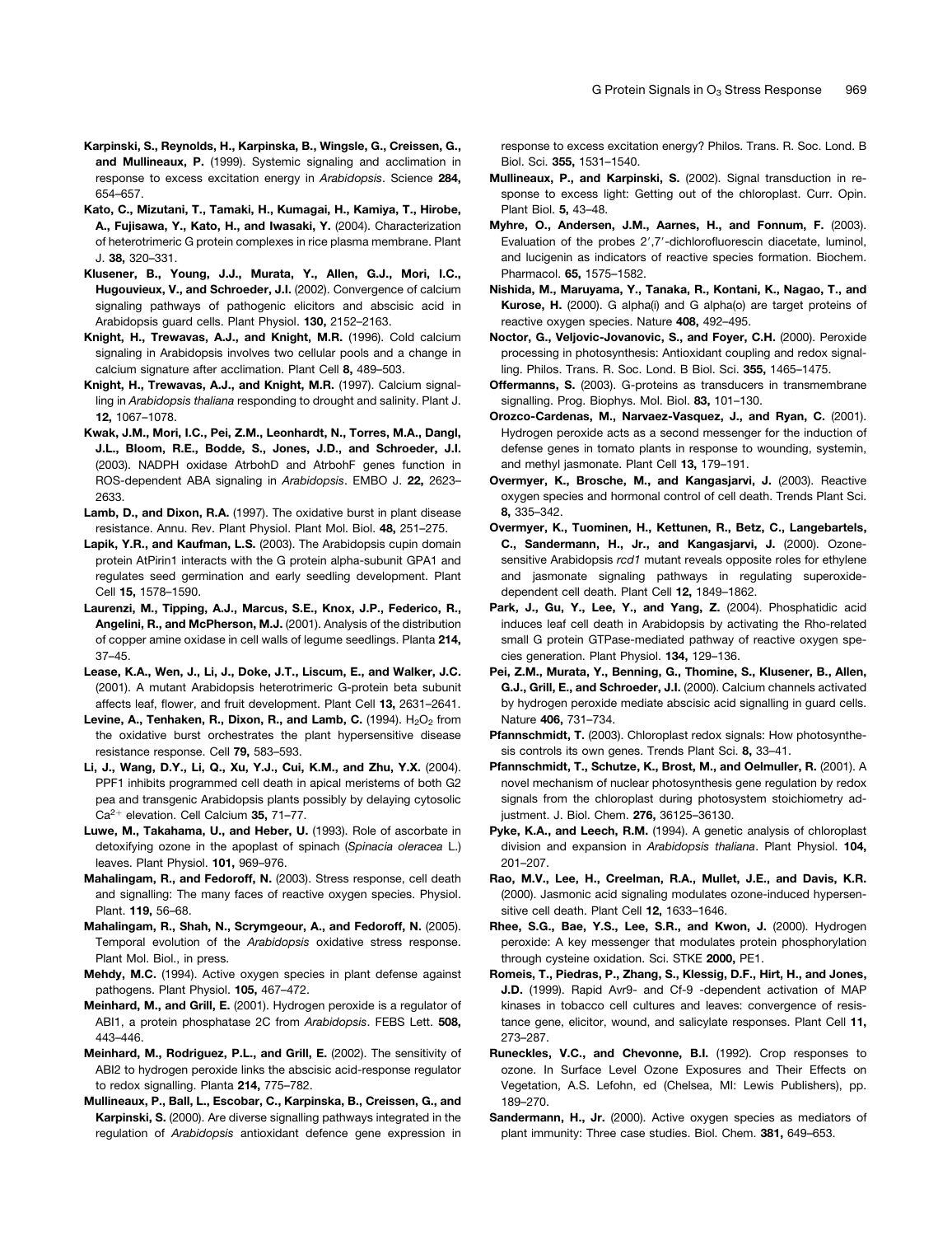**Karpinski, S., Reynolds, H., Karpinska, B., Wingsle, G., Creissen, G., and Mullineaux, P.** (1999). Systemic signaling and acclimation in response to excess excitation energy in *Arabidopsis*. Science **284,** 654–657.

**Kato, C., Mizutani, T., Tamaki, H., Kumagai, H., Kamiya, T., Hirobe, A., Fujisawa, Y., Kato, H., and Iwasaki, Y.** (2004). Characterization of heterotrimeric G protein complexes in rice plasma membrane. Plant J. **38,** 320–331.

**Klusener, B., Young, J.J., Murata, Y., Allen, G.J., Mori, I.C., Hugouvieux, V., and Schroeder, J.I.** (2002). Convergence of calcium signaling pathways of pathogenic elicitors and abscisic acid in Arabidopsis guard cells. Plant Physiol. **130,** 2152–2163.

**Knight, H., Trewavas, A.J., and Knight, M.R.** (1996). Cold calcium signaling in Arabidopsis involves two cellular pools and a change in calcium signature after acclimation. Plant Cell **8,** 489–503.

**Knight, H., Trewavas, A.J., and Knight, M.R.** (1997). Calcium signalling in *Arabidopsis thaliana* responding to drought and salinity. Plant J. **12,** 1067–1078.

**Kwak, J.M., Mori, I.C., Pei, Z.M., Leonhardt, N., Torres, M.A., Dangl, J.L., Bloom, R.E., Bodde, S., Jones, J.D., and Schroeder, J.I.** (2003). NADPH oxidase AtrbohD and AtrbohF genes function in ROS-dependent ABA signaling in *Arabidopsis*. EMBO J. **22,** 2623–2633.

**Lamb, D., and Dixon, R.A.** (1997). The oxidative burst in plant disease resistance. Annu. Rev. Plant Physiol. Plant Mol. Biol. **48,** 251–275.

**Lapik, Y.R., and Kaufman, L.S.** (2003). The Arabidopsis cupin domain protein AtPirin1 interacts with the G protein alpha-subunit GPA1 and regulates seed germination and early seedling development. Plant Cell **15,** 1578–1590.

**Laurenzi, M., Tipping, A.J., Marcus, S.E., Knox, J.P., Federico, R., Angelini, R., and McPherson, M.J.** (2001). Analysis of the distribution of copper amine oxidase in cell walls of legume seedlings. Planta **214,** 37–45.

**Lease, K.A., Wen, J., Li, J., Doke, J.T., Liscum, E., and Walker, J.C.** (2001). A mutant Arabidopsis heterotrimeric G-protein beta subunit affects leaf, flower, and fruit development. Plant Cell **13,** 2631–2641.

**Levine, A., Tenhaken, R., Dixon, R., and Lamb, C.** (1994). $H_2O_2$ from the oxidative burst orchestrates the plant hypersensitive disease resistance response. Cell **79,** 583–593.

**Li, J., Wang, D.Y., Li, Q., Xu, Y.J., Cui, K.M., and Zhu, Y.X.** (2004). PPF1 inhibits programmed cell death in apical meristems of both G2 pea and transgenic Arabidopsis plants possibly by delaying cytosolic $Ca^{2+}$ elevation. Cell Calcium **35,** 71–77.

**Luwe, M., Takahama, U., and Heber, U.** (1993). Role of ascorbate in detoxifying ozone in the apoplast of spinach (*Spinacia oleracea* L.) leaves. Plant Physiol. **101,** 969–976.

**Mahalingam, R., and Fedoroff, N.** (2003). Stress response, cell death and signalling: The many faces of reactive oxygen species. Physiol. Plant. **119,** 56–68.

**Mahalingam, R., Shah, N., Scrymgeour, A., and Fedoroff, N.** (2005). Temporal evolution of the *Arabidopsis* oxidative stress response. Plant Mol. Biol., in press.

**Mehdy, M.C.** (1994). Active oxygen species in plant defense against pathogens. Plant Physiol. **105,** 467–472.

**Meinhard, M., and Grill, E.** (2001). Hydrogen peroxide is a regulator of ABI1, a protein phosphatase 2C from *Arabidopsis*. FEBS Lett. **508,** 443–446.

**Meinhard, M., Rodriguez, P.L., and Grill, E.** (2002). The sensitivity of ABI2 to hydrogen peroxide links the abscisic acid-response regulator to redox signalling. Planta **214,** 775–782.

**Mullineaux, P., Ball, L., Escobar, C., Karpinska, B., Creissen, G., and Karpinski, S.** (2000). Are diverse signalling pathways integrated in the regulation of *Arabidopsis* antioxidant defence gene expression in response to excess excitation energy? Philos. Trans. R. Soc. Lond. B Biol. Sci. **355,** 1531–1540.

**Mullineaux, P., and Karpinski, S.** (2002). Signal transduction in response to excess light: Getting out of the chloroplast. Curr. Opin. Plant Biol. **5,** 43–48.

**Myhre, O., Andersen, J.M., Aarnes, H., and Fonnum, F.** (2003). Evaluation of the probes 2′,7′-dichlorofluorescin diacetate, luminol, and lucigenin as indicators of reactive species formation. Biochem. Pharmacol. **65,** 1575–1582.

**Nishida, M., Maruyama, Y., Tanaka, R., Kontani, K., Nagao, T., and Kurose, H.** (2000). G alpha(i) and G alpha(o) are target proteins of reactive oxygen species. Nature **408,** 492–495.

**Noctor, G., Veljovic-Jovanovic, S., and Foyer, C.H.** (2000). Peroxide processing in photosynthesis: Antioxidant coupling and redox signalling. Philos. Trans. R. Soc. Lond. B Biol. Sci. **355,** 1465–1475.

**Offermanns, S.** (2003). G-proteins as transducers in transmembrane signalling. Prog. Biophys. Mol. Biol. **83,** 101–130.

**Orozco-Cardenas, M., Narvaez-Vasquez, J., and Ryan, C.** (2001). Hydrogen peroxide acts as a second messenger for the induction of defense genes in tomato plants in response to wounding, systemin, and methyl jasmonate. Plant Cell **13,** 179–191.

**Overmyer, K., Brosche, M., and Kangasjarvi, J.** (2003). Reactive oxygen species and hormonal control of cell death. Trends Plant Sci. **8,** 335–342.

**Overmyer, K., Tuominen, H., Kettunen, R., Betz, C., Langebartels, C., Sandermann, H., Jr., and Kangasjarvi, J.** (2000). Ozone-sensitive Arabidopsis *rcd1* mutant reveals opposite roles for ethylene and jasmonate signaling pathways in regulating superoxide-dependent cell death. Plant Cell **12,** 1849–1862.

**Park, J., Gu, Y., Lee, Y., and Yang, Z.** (2004). Phosphatidic acid induces leaf cell death in Arabidopsis by activating the Rho-related small G protein GTPase-mediated pathway of reactive oxygen species generation. Plant Physiol. **134,** 129–136.

**Pei, Z.M., Murata, Y., Benning, G., Thomine, S., Klusener, B., Allen, G.J., Grill, E., and Schroeder, J.I.** (2000). Calcium channels activated by hydrogen peroxide mediate abscisic acid signalling in guard cells. Nature **406,** 731–734.

**Pfannschmidt, T.** (2003). Chloroplast redox signals: How photosynthesis controls its own genes. Trends Plant Sci. **8,** 33–41.

**Pfannschmidt, T., Schutze, K., Brost, M., and Oelmuller, R.** (2001). A novel mechanism of nuclear photosynthesis gene regulation by redox signals from the chloroplast during photosystem stoichiometry adjustment. J. Biol. Chem. **276,** 36125–36130.

**Pyke, K.A., and Leech, R.M.** (1994). A genetic analysis of chloroplast division and expansion in *Arabidopsis thaliana*. Plant Physiol. **104,** 201–207.

**Rao, M.V., Lee, H., Creelman, R.A., Mullet, J.E., and Davis, K.R.** (2000). Jasmonic acid signaling modulates ozone-induced hypersensitive cell death. Plant Cell **12,** 1633–1646.

**Rhee, S.G., Bae, Y.S., Lee, S.R., and Kwon, J.** (2000). Hydrogen peroxide: A key messenger that modulates protein phosphorylation through cysteine oxidation. Sci. STKE **2000,** PE1.

**Romeis, T., Piedras, P., Zhang, S., Klessig, D.F., Hirt, H., and Jones, J.D.** (1999). Rapid Avr9- and Cf-9 -dependent activation of MAP kinases in tobacco cell cultures and leaves: convergence of resistance gene, elicitor, wound, and salicylate responses. Plant Cell **11,** 273–287.

**Runeckles, V.C., and Chevonne, B.I.** (1992). Crop responses to ozone. In Surface Level Ozone Exposures and Their Effects on Vegetation, A.S. Lefohn, ed (Chelsea, MI: Lewis Publishers), pp. 189–270.

**Sandermann, H., Jr.** (2000). Active oxygen species as mediators of plant immunity: Three case studies. Biol. Chem. **381,** 649–653.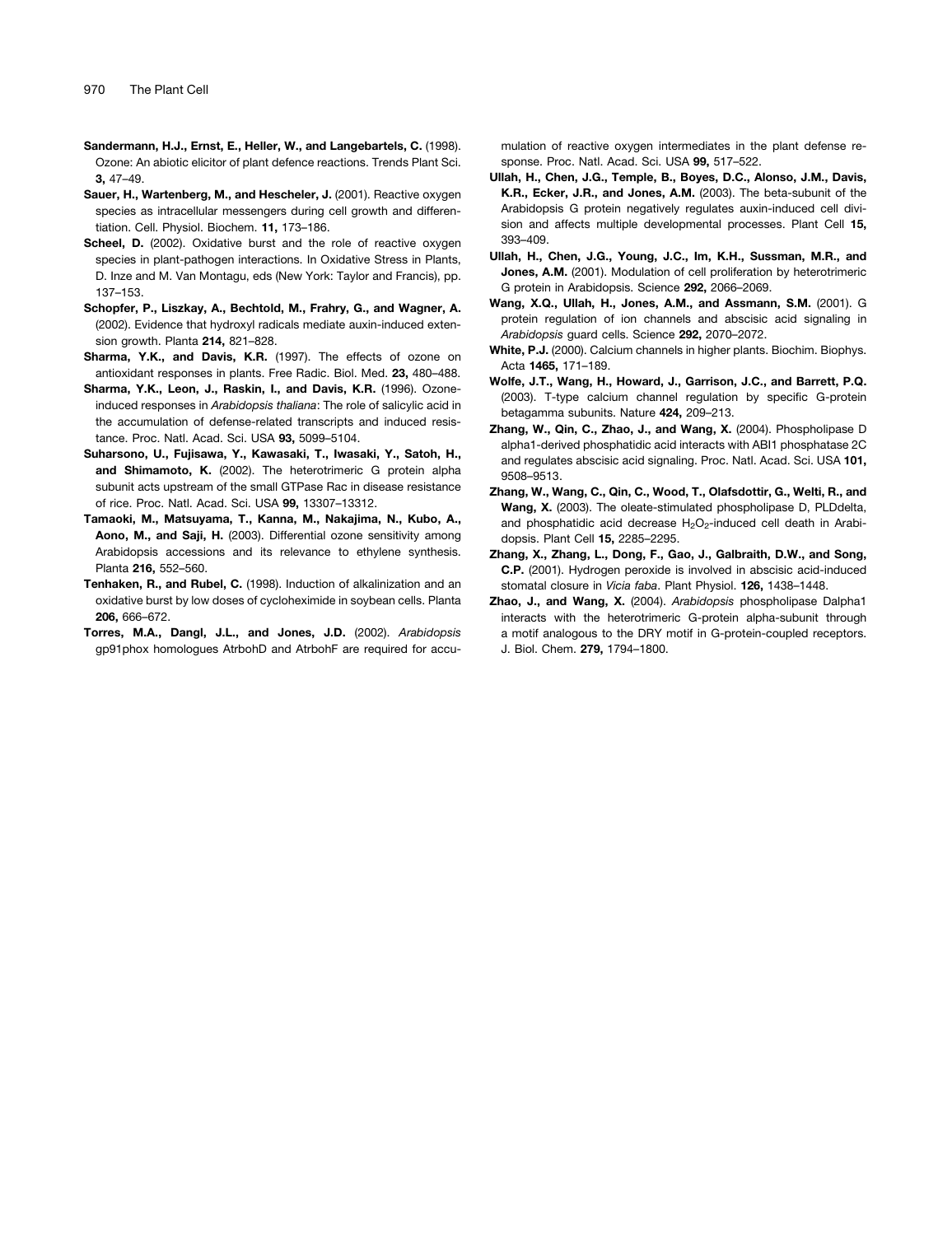**Sandermann, H.J., Ernst, E., Heller, W., and Langebartels, C.** (1998). Ozone: An abiotic elicitor of plant defence reactions. Trends Plant Sci. **3,** 47–49.

**Sauer, H., Wartenberg, M., and Hescheler, J.** (2001). Reactive oxygen species as intracellular messengers during cell growth and differentiation. Cell. Physiol. Biochem. **11,** 173–186.

**Scheel, D.** (2002). Oxidative burst and the role of reactive oxygen species in plant-pathogen interactions. In Oxidative Stress in Plants, D. Inze and M. Van Montagu, eds (New York: Taylor and Francis), pp. 137–153.

**Schopfer, P., Liszkay, A., Bechtold, M., Frahry, G., and Wagner, A.** (2002). Evidence that hydroxyl radicals mediate auxin-induced extension growth. Planta **214,** 821–828.

**Sharma, Y.K., and Davis, K.R.** (1997). The effects of ozone on antioxidant responses in plants. Free Radic. Biol. Med. **23,** 480–488.

**Sharma, Y.K., Leon, J., Raskin, I., and Davis, K.R.** (1996). Ozone-induced responses in *Arabidopsis thaliana*: The role of salicylic acid in the accumulation of defense-related transcripts and induced resistance. Proc. Natl. Acad. Sci. USA **93,** 5099–5104.

**Suharsono, U., Fujisawa, Y., Kawasaki, T., Iwasaki, Y., Satoh, H., and Shimamoto, K.** (2002). The heterotrimeric G protein alpha subunit acts upstream of the small GTPase Rac in disease resistance of rice. Proc. Natl. Acad. Sci. USA **99,** 13307–13312.

**Tamaoki, M., Matsuyama, T., Kanna, M., Nakajima, N., Kubo, A., Aono, M., and Saji, H.** (2003). Differential ozone sensitivity among Arabidopsis accessions and its relevance to ethylene synthesis. Planta **216,** 552–560.

**Tenhaken, R., and Rubel, C.** (1998). Induction of alkalinization and an oxidative burst by low doses of cycloheximide in soybean cells. Planta **206,** 666–672.

**Torres, M.A., Dangl, J.L., and Jones, J.D.** (2002). *Arabidopsis* gp91phox homologues AtrbohD and AtrbohF are required for accumulation of reactive oxygen intermediates in the plant defense response. Proc. Natl. Acad. Sci. USA **99,** 517–522.

**Ullah, H., Chen, J.G., Temple, B., Boyes, D.C., Alonso, J.M., Davis, K.R., Ecker, J.R., and Jones, A.M.** (2003). The beta-subunit of the Arabidopsis G protein negatively regulates auxin-induced cell division and affects multiple developmental processes. Plant Cell **15,** 393–409.

**Ullah, H., Chen, J.G., Young, J.C., Im, K.H., Sussman, M.R., and Jones, A.M.** (2001). Modulation of cell proliferation by heterotrimeric G protein in Arabidopsis. Science **292,** 2066–2069.

**Wang, X.Q., Ullah, H., Jones, A.M., and Assmann, S.M.** (2001). G protein regulation of ion channels and abscisic acid signaling in *Arabidopsis* guard cells. Science **292,** 2070–2072.

**White, P.J.** (2000). Calcium channels in higher plants. Biochim. Biophys. Acta **1465,** 171–189.

**Wolfe, J.T., Wang, H., Howard, J., Garrison, J.C., and Barrett, P.Q.** (2003). T-type calcium channel regulation by specific G-protein betagamma subunits. Nature **424,** 209–213.

**Zhang, W., Qin, C., Zhao, J., and Wang, X.** (2004). Phospholipase D alpha1-derived phosphatidic acid interacts with ABI1 phosphatase 2C and regulates abscisic acid signaling. Proc. Natl. Acad. Sci. USA **101,** 9508–9513.

**Zhang, W., Wang, C., Qin, C., Wood, T., Olafsdottir, G., Welti, R., and Wang, X.** (2003). The oleate-stimulated phospholipase D, PLDdelta, and phosphatidic acid decrease $H_2O_2$-induced cell death in Arabidopsis. Plant Cell **15,** 2285–2295.

**Zhang, X., Zhang, L., Dong, F., Gao, J., Galbraith, D.W., and Song, C.P.** (2001). Hydrogen peroxide is involved in abscisic acid-induced stomatal closure in *Vicia faba*. Plant Physiol. **126,** 1438–1448.

**Zhao, J., and Wang, X.** (2004). *Arabidopsis* phospholipase Dalpha1 interacts with the heterotrimeric G-protein alpha-subunit through a motif analogous to the DRY motif in G-protein-coupled receptors. J. Biol. Chem. **279,** 1794–1800.